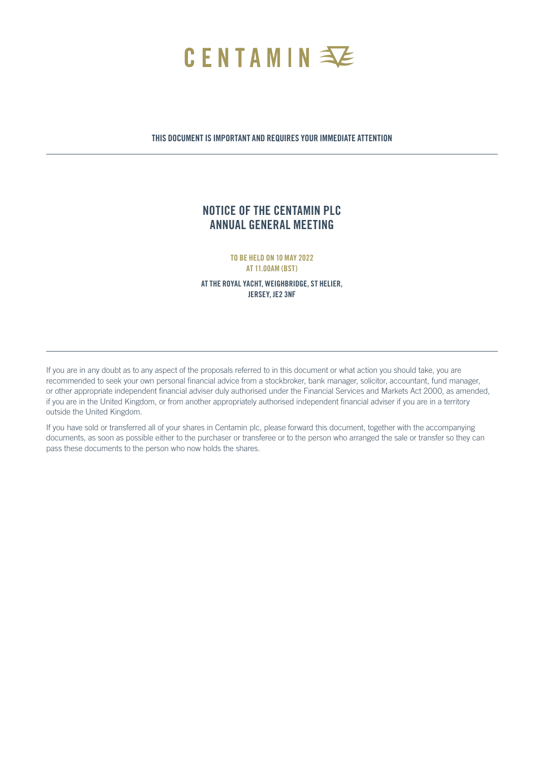# CENTAMIN

**THIS DOCUMENT IS IMPORTANT AND REQUIRES YOUR IMMEDIATE ATTENTION**

## NOTICE OF THE CENTAMIN PLC ANNUAL GENERAL MEETING

**TO BE HELD ON 10 MAY 2022**
**AT 11.00AM (BST)**

**AT THE ROYAL YACHT, WEIGHBRIDGE, ST HELIER, JERSEY, JE2 3NF**

If you are in any doubt as to any aspect of the proposals referred to in this document or what action you should take, you are recommended to seek your own personal financial advice from a stockbroker, bank manager, solicitor, accountant, fund manager, or other appropriate independent financial adviser duly authorised under the Financial Services and Markets Act 2000, as amended, if you are in the United Kingdom, or from another appropriately authorised independent financial adviser if you are in a territory outside the United Kingdom.

If you have sold or transferred all of your shares in Centamin plc, please forward this document, together with the accompanying documents, as soon as possible either to the purchaser or transferee or to the person who arranged the sale or transfer so they can pass these documents to the person who now holds the shares.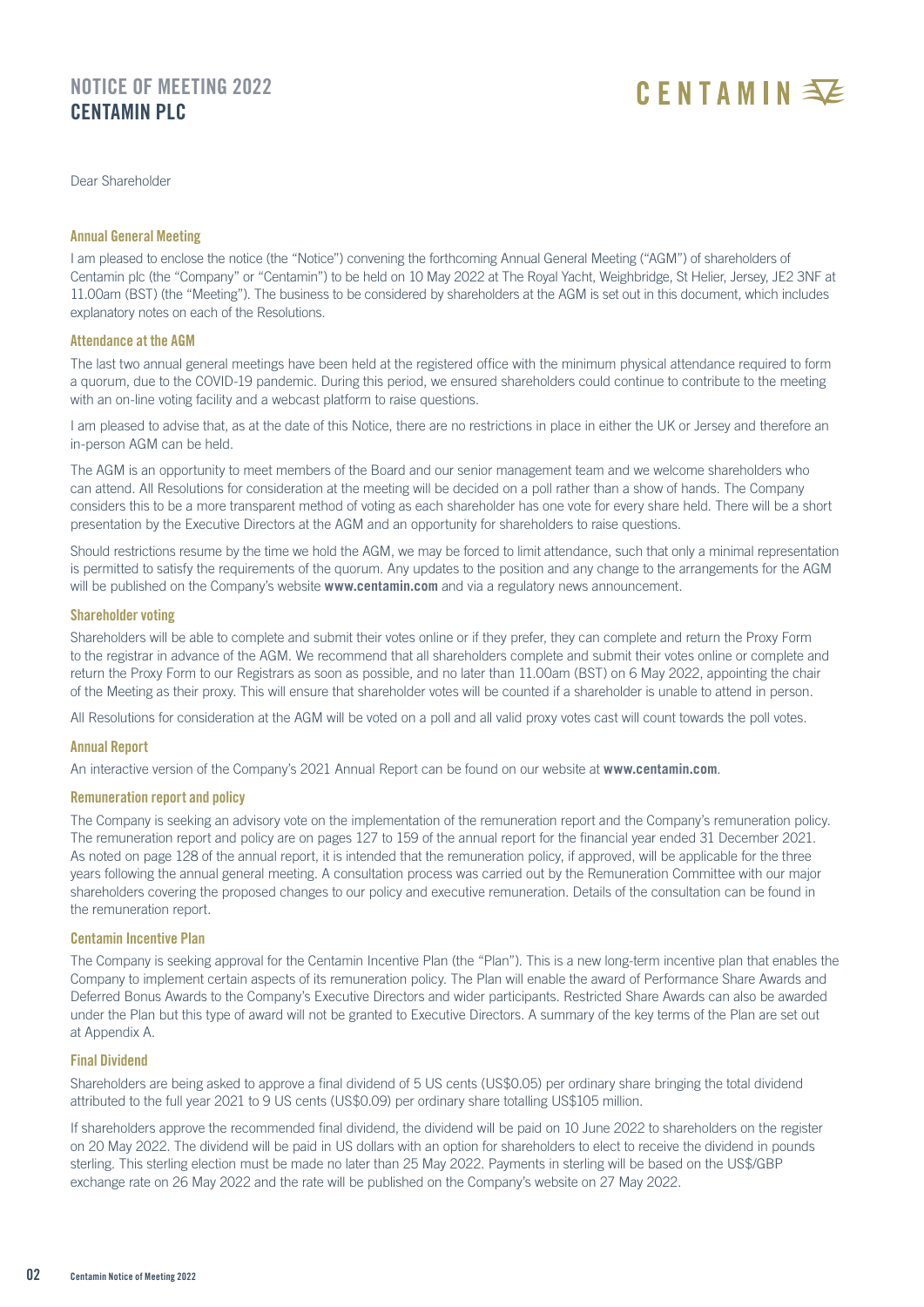Dear Shareholder

### Annual General Meeting

I am pleased to enclose the notice (the "Notice") convening the forthcoming Annual General Meeting ("AGM") of shareholders of Centamin plc (the "Company" or "Centamin") to be held on 10 May 2022 at The Royal Yacht, Weighbridge, St Helier, Jersey, JE2 3NF at 11.00am (BST) (the "Meeting"). The business to be considered by shareholders at the AGM is set out in this document, which includes explanatory notes on each of the Resolutions.

### Attendance at the AGM

The last two annual general meetings have been held at the registered office with the minimum physical attendance required to form a quorum, due to the COVID-19 pandemic. During this period, we ensured shareholders could continue to contribute to the meeting with an on-line voting facility and a webcast platform to raise questions.

I am pleased to advise that, as at the date of this Notice, there are no restrictions in place in either the UK or Jersey and therefore an in-person AGM can be held.

The AGM is an opportunity to meet members of the Board and our senior management team and we welcome shareholders who can attend. All Resolutions for consideration at the meeting will be decided on a poll rather than a show of hands. The Company considers this to be a more transparent method of voting as each shareholder has one vote for every share held. There will be a short presentation by the Executive Directors at the AGM and an opportunity for shareholders to raise questions.

Should restrictions resume by the time we hold the AGM, we may be forced to limit attendance, such that only a minimal representation is permitted to satisfy the requirements of the quorum. Any updates to the position and any change to the arrangements for the AGM will be published on the Company's website **www.centamin.com** and via a regulatory news announcement.

### Shareholder voting

Shareholders will be able to complete and submit their votes online or if they prefer, they can complete and return the Proxy Form to the registrar in advance of the AGM. We recommend that all shareholders complete and submit their votes online or complete and return the Proxy Form to our Registrars as soon as possible, and no later than 11.00am (BST) on 6 May 2022, appointing the chair of the Meeting as their proxy. This will ensure that shareholder votes will be counted if a shareholder is unable to attend in person.

All Resolutions for consideration at the AGM will be voted on a poll and all valid proxy votes cast will count towards the poll votes.

### Annual Report

An interactive version of the Company's 2021 Annual Report can be found on our website at **www.centamin.com**.

### Remuneration report and policy

The Company is seeking an advisory vote on the implementation of the remuneration report and the Company's remuneration policy. The remuneration report and policy are on pages 127 to 159 of the annual report for the financial year ended 31 December 2021. As noted on page 128 of the annual report, it is intended that the remuneration policy, if approved, will be applicable for the three years following the annual general meeting. A consultation process was carried out by the Remuneration Committee with our major shareholders covering the proposed changes to our policy and executive remuneration. Details of the consultation can be found in the remuneration report.

### Centamin Incentive Plan

The Company is seeking approval for the Centamin Incentive Plan (the "Plan"). This is a new long-term incentive plan that enables the Company to implement certain aspects of its remuneration policy. The Plan will enable the award of Performance Share Awards and Deferred Bonus Awards to the Company's Executive Directors and wider participants. Restricted Share Awards can also be awarded under the Plan but this type of award will not be granted to Executive Directors. A summary of the key terms of the Plan are set out at Appendix A.

### Final Dividend

Shareholders are being asked to approve a final dividend of 5 US cents (US$0.05) per ordinary share bringing the total dividend attributed to the full year 2021 to 9 US cents (US$0.09) per ordinary share totalling US$105 million.

If shareholders approve the recommended final dividend, the dividend will be paid on 10 June 2022 to shareholders on the register on 20 May 2022. The dividend will be paid in US dollars with an option for shareholders to elect to receive the dividend in pounds sterling. This sterling election must be made no later than 25 May 2022. Payments in sterling will be based on the US$/GBP exchange rate on 26 May 2022 and the rate will be published on the Company's website on 27 May 2022.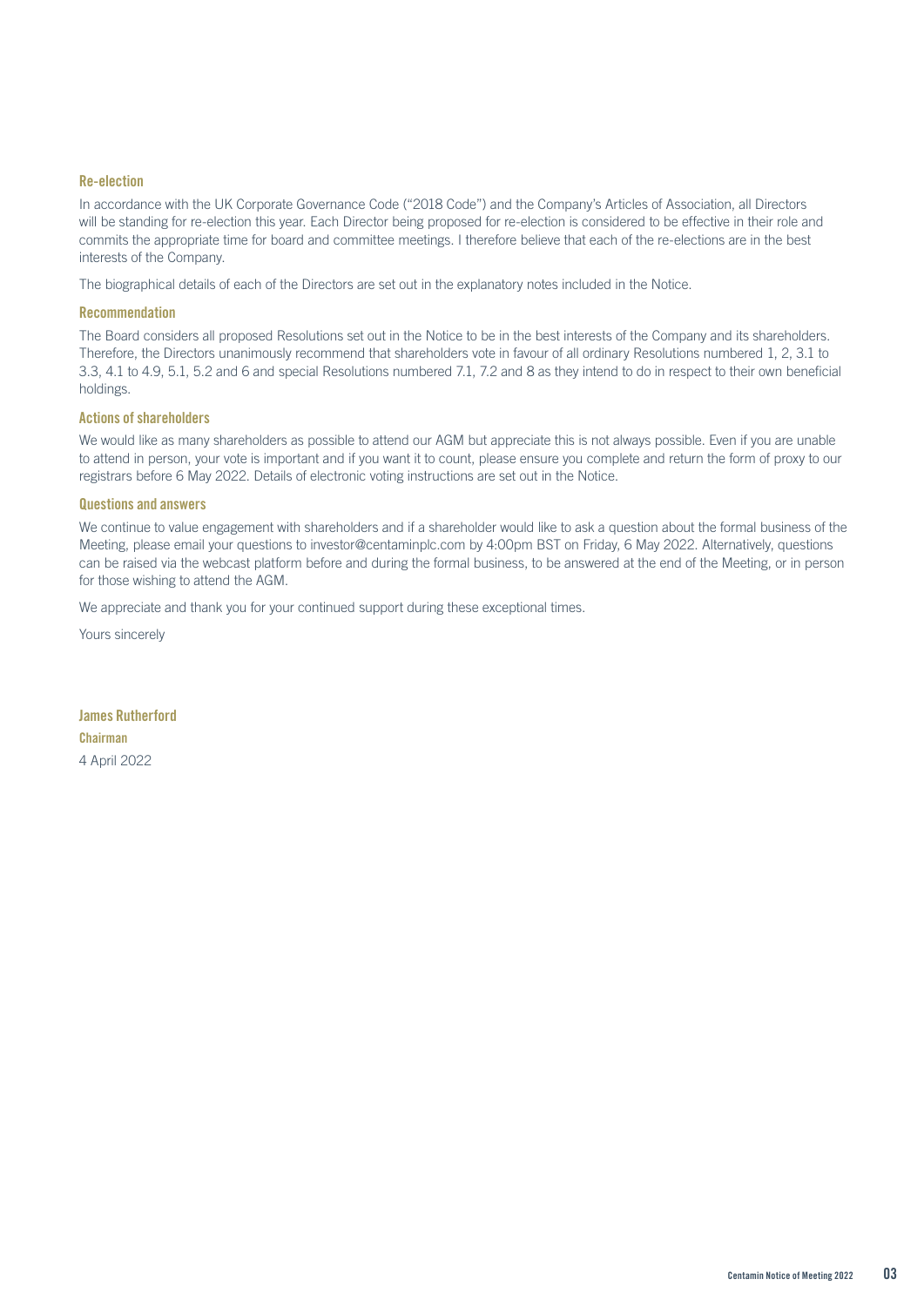### Re-election

In accordance with the UK Corporate Governance Code ("2018 Code") and the Company's Articles of Association, all Directors will be standing for re-election this year. Each Director being proposed for re-election is considered to be effective in their role and commits the appropriate time for board and committee meetings. I therefore believe that each of the re-elections are in the best interests of the Company.

The biographical details of each of the Directors are set out in the explanatory notes included in the Notice.

### Recommendation

The Board considers all proposed Resolutions set out in the Notice to be in the best interests of the Company and its shareholders. Therefore, the Directors unanimously recommend that shareholders vote in favour of all ordinary Resolutions numbered 1, 2, 3.1 to 3.3, 4.1 to 4.9, 5.1, 5.2 and 6 and special Resolutions numbered 7.1, 7.2 and 8 as they intend to do in respect to their own beneficial holdings.

### Actions of shareholders

We would like as many shareholders as possible to attend our AGM but appreciate this is not always possible. Even if you are unable to attend in person, your vote is important and if you want it to count, please ensure you complete and return the form of proxy to our registrars before 6 May 2022. Details of electronic voting instructions are set out in the Notice.

### Questions and answers

We continue to value engagement with shareholders and if a shareholder would like to ask a question about the formal business of the Meeting, please email your questions to investor@centaminplc.com by 4:00pm BST on Friday, 6 May 2022. Alternatively, questions can be raised via the webcast platform before and during the formal business, to be answered at the end of the Meeting, or in person for those wishing to attend the AGM.

We appreciate and thank you for your continued support during these exceptional times.

Yours sincerely

**James Rutherford**
**Chairman**
4 April 2022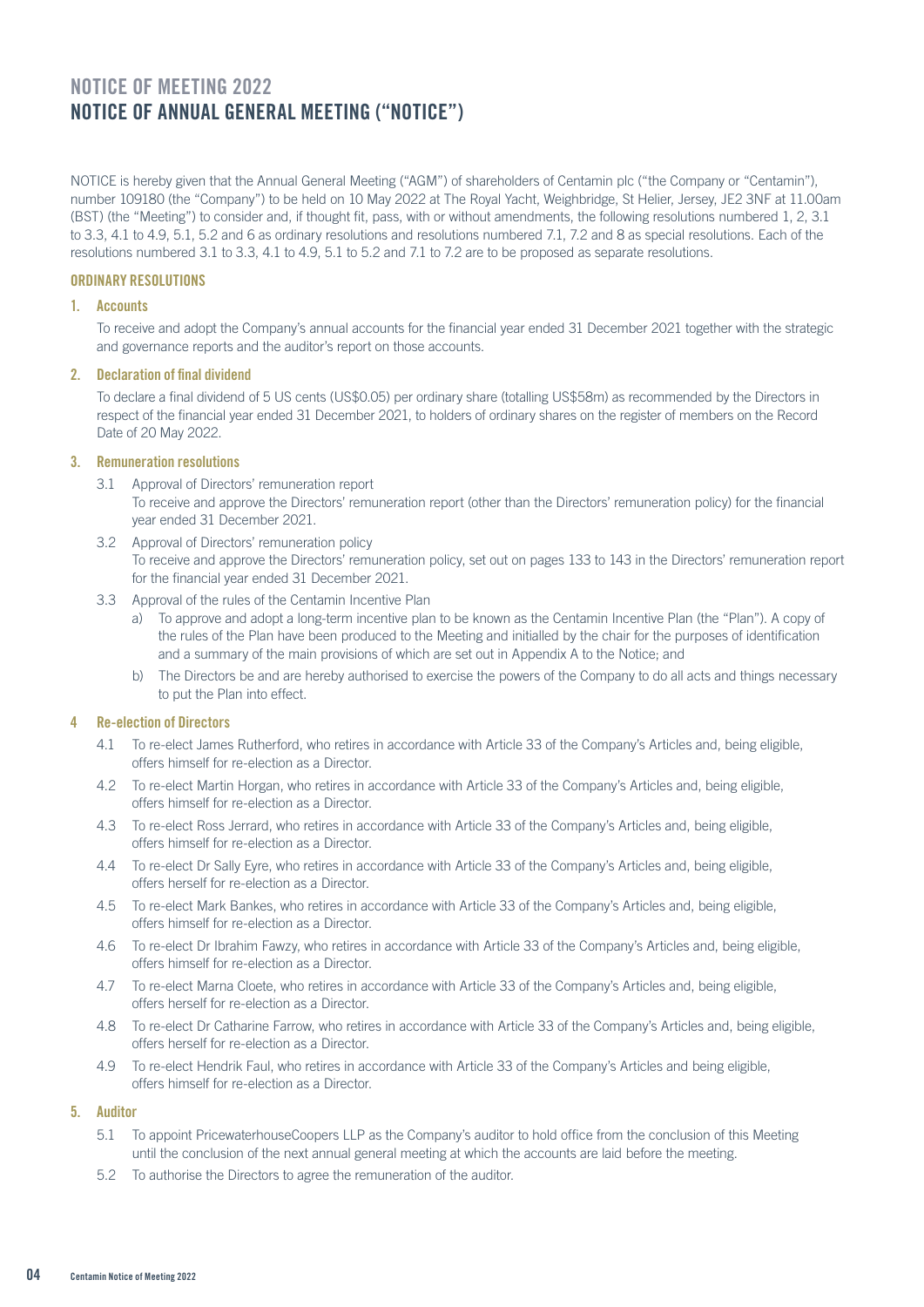# NOTICE OF MEETING 2022
# NOTICE OF ANNUAL GENERAL MEETING ("NOTICE")

NOTICE is hereby given that the Annual General Meeting ("AGM") of shareholders of Centamin plc ("the Company or "Centamin"), number 109180 (the "Company") to be held on 10 May 2022 at The Royal Yacht, Weighbridge, St Helier, Jersey, JE2 3NF at 11.00am (BST) (the "Meeting") to consider and, if thought fit, pass, with or without amendments, the following resolutions numbered 1, 2, 3.1 to 3.3, 4.1 to 4.9, 5.1, 5.2 and 6 as ordinary resolutions and resolutions numbered 7.1, 7.2 and 8 as special resolutions. Each of the resolutions numbered 3.1 to 3.3, 4.1 to 4.9, 5.1 to 5.2 and 7.1 to 7.2 are to be proposed as separate resolutions.

## ORDINARY RESOLUTIONS

### 1. Accounts

To receive and adopt the Company's annual accounts for the financial year ended 31 December 2021 together with the strategic and governance reports and the auditor's report on those accounts.

### 2. Declaration of final dividend

To declare a final dividend of 5 US cents (US$0.05) per ordinary share (totalling US$58m) as recommended by the Directors in respect of the financial year ended 31 December 2021, to holders of ordinary shares on the register of members on the Record Date of 20 May 2022.

### 3. Remuneration resolutions

3.1 Approval of Directors' remuneration report
To receive and approve the Directors' remuneration report (other than the Directors' remuneration policy) for the financial year ended 31 December 2021.

3.2 Approval of Directors' remuneration policy
To receive and approve the Directors' remuneration policy, set out on pages 133 to 143 in the Directors' remuneration report for the financial year ended 31 December 2021.

3.3 Approval of the rules of the Centamin Incentive Plan

a) To approve and adopt a long-term incentive plan to be known as the Centamin Incentive Plan (the "Plan"). A copy of the rules of the Plan have been produced to the Meeting and initialled by the chair for the purposes of identification and a summary of the main provisions of which are set out in Appendix A to the Notice; and

b) The Directors be and are hereby authorised to exercise the powers of the Company to do all acts and things necessary to put the Plan into effect.

### 4 Re-election of Directors

4.1 To re-elect James Rutherford, who retires in accordance with Article 33 of the Company's Articles and, being eligible, offers himself for re-election as a Director.

4.2 To re-elect Martin Horgan, who retires in accordance with Article 33 of the Company's Articles and, being eligible, offers himself for re-election as a Director.

4.3 To re-elect Ross Jerrard, who retires in accordance with Article 33 of the Company's Articles and, being eligible, offers himself for re-election as a Director.

4.4 To re-elect Dr Sally Eyre, who retires in accordance with Article 33 of the Company's Articles and, being eligible, offers herself for re-election as a Director.

4.5 To re-elect Mark Bankes, who retires in accordance with Article 33 of the Company's Articles and, being eligible, offers himself for re-election as a Director.

4.6 To re-elect Dr Ibrahim Fawzy, who retires in accordance with Article 33 of the Company's Articles and, being eligible, offers himself for re-election as a Director.

4.7 To re-elect Marna Cloete, who retires in accordance with Article 33 of the Company's Articles and, being eligible, offers herself for re-election as a Director.

4.8 To re-elect Dr Catharine Farrow, who retires in accordance with Article 33 of the Company's Articles and, being eligible, offers herself for re-election as a Director.

4.9 To re-elect Hendrik Faul, who retires in accordance with Article 33 of the Company's Articles and being eligible, offers himself for re-election as a Director.

### 5. Auditor

5.1 To appoint PricewaterhouseCoopers LLP as the Company's auditor to hold office from the conclusion of this Meeting until the conclusion of the next annual general meeting at which the accounts are laid before the meeting.

5.2 To authorise the Directors to agree the remuneration of the auditor.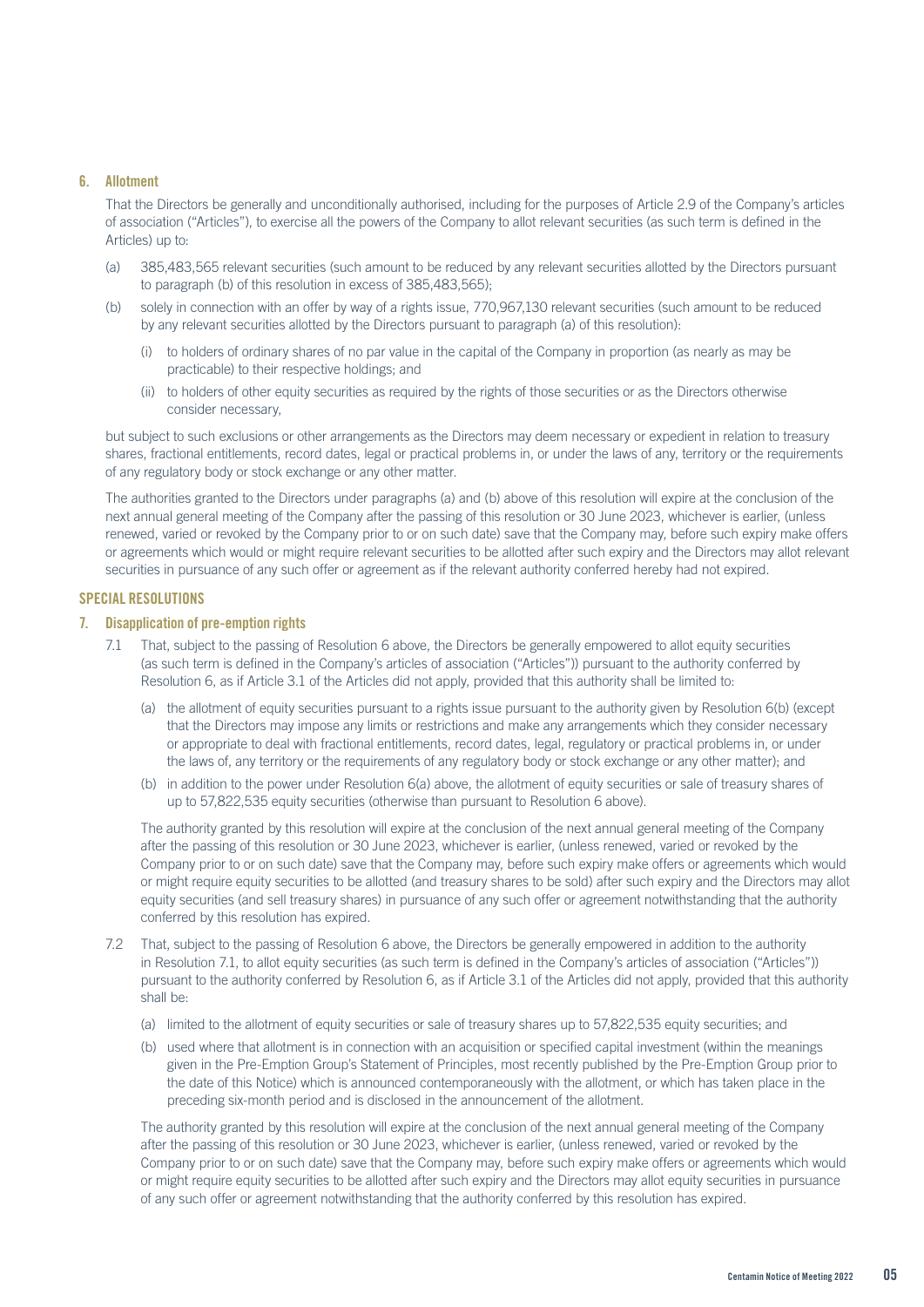### 6. Allotment

That the Directors be generally and unconditionally authorised, including for the purposes of Article 2.9 of the Company's articles of association ("Articles"), to exercise all the powers of the Company to allot relevant securities (as such term is defined in the Articles) up to:

(a) 385,483,565 relevant securities (such amount to be reduced by any relevant securities allotted by the Directors pursuant to paragraph (b) of this resolution in excess of 385,483,565);

(b) solely in connection with an offer by way of a rights issue, 770,967,130 relevant securities (such amount to be reduced by any relevant securities allotted by the Directors pursuant to paragraph (a) of this resolution):

  (i) to holders of ordinary shares of no par value in the capital of the Company in proportion (as nearly as may be practicable) to their respective holdings; and

  (ii) to holders of other equity securities as required by the rights of those securities or as the Directors otherwise consider necessary,

but subject to such exclusions or other arrangements as the Directors may deem necessary or expedient in relation to treasury shares, fractional entitlements, record dates, legal or practical problems in, or under the laws of any, territory or the requirements of any regulatory body or stock exchange or any other matter.

The authorities granted to the Directors under paragraphs (a) and (b) above of this resolution will expire at the conclusion of the next annual general meeting of the Company after the passing of this resolution or 30 June 2023, whichever is earlier, (unless renewed, varied or revoked by the Company prior to or on such date) save that the Company may, before such expiry make offers or agreements which would or might require relevant securities to be allotted after such expiry and the Directors may allot relevant securities in pursuance of any such offer or agreement as if the relevant authority conferred hereby had not expired.

## SPECIAL RESOLUTIONS

### 7. Disapplication of pre-emption rights

7.1 That, subject to the passing of Resolution 6 above, the Directors be generally empowered to allot equity securities (as such term is defined in the Company's articles of association ("Articles")) pursuant to the authority conferred by Resolution 6, as if Article 3.1 of the Articles did not apply, provided that this authority shall be limited to:

(a) the allotment of equity securities pursuant to a rights issue pursuant to the authority given by Resolution 6(b) (except that the Directors may impose any limits or restrictions and make any arrangements which they consider necessary or appropriate to deal with fractional entitlements, record dates, legal, regulatory or practical problems in, or under the laws of, any territory or the requirements of any regulatory body or stock exchange or any other matter); and

(b) in addition to the power under Resolution 6(a) above, the allotment of equity securities or sale of treasury shares of up to 57,822,535 equity securities (otherwise than pursuant to Resolution 6 above).

The authority granted by this resolution will expire at the conclusion of the next annual general meeting of the Company after the passing of this resolution or 30 June 2023, whichever is earlier, (unless renewed, varied or revoked by the Company prior to or on such date) save that the Company may, before such expiry make offers or agreements which would or might require equity securities to be allotted (and treasury shares to be sold) after such expiry and the Directors may allot equity securities (and sell treasury shares) in pursuance of any such offer or agreement notwithstanding that the authority conferred by this resolution has expired.

7.2 That, subject to the passing of Resolution 6 above, the Directors be generally empowered in addition to the authority in Resolution 7.1, to allot equity securities (as such term is defined in the Company's articles of association ("Articles")) pursuant to the authority conferred by Resolution 6, as if Article 3.1 of the Articles did not apply, provided that this authority shall be:

(a) limited to the allotment of equity securities or sale of treasury shares up to 57,822,535 equity securities; and

(b) used where that allotment is in connection with an acquisition or specified capital investment (within the meanings given in the Pre-Emption Group's Statement of Principles, most recently published by the Pre-Emption Group prior to the date of this Notice) which is announced contemporaneously with the allotment, or which has taken place in the preceding six-month period and is disclosed in the announcement of the allotment.

The authority granted by this resolution will expire at the conclusion of the next annual general meeting of the Company after the passing of this resolution or 30 June 2023, whichever is earlier, (unless renewed, varied or revoked by the Company prior to or on such date) save that the Company may, before such expiry make offers or agreements which would or might require equity securities to be allotted after such expiry and the Directors may allot equity securities in pursuance of any such offer or agreement notwithstanding that the authority conferred by this resolution has expired.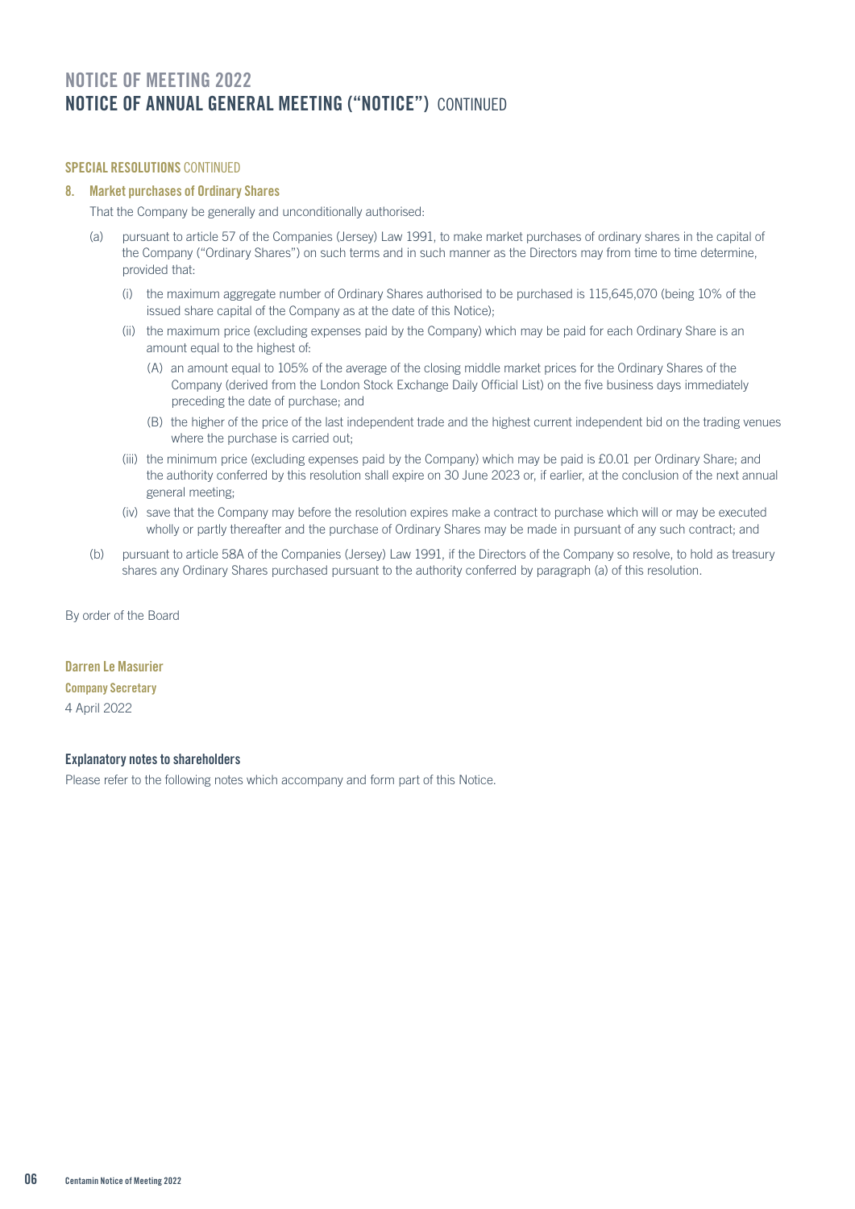# NOTICE OF MEETING 2022
## NOTICE OF ANNUAL GENERAL MEETING ("NOTICE") CONTINUED

### SPECIAL RESOLUTIONS CONTINUED

#### 8. Market purchases of Ordinary Shares

That the Company be generally and unconditionally authorised:

(a) pursuant to article 57 of the Companies (Jersey) Law 1991, to make market purchases of ordinary shares in the capital of the Company ("Ordinary Shares") on such terms and in such manner as the Directors may from time to time determine, provided that:

- (i) the maximum aggregate number of Ordinary Shares authorised to be purchased is 115,645,070 (being 10% of the issued share capital of the Company as at the date of this Notice);
- (ii) the maximum price (excluding expenses paid by the Company) which may be paid for each Ordinary Share is an amount equal to the highest of:
  - (A) an amount equal to 105% of the average of the closing middle market prices for the Ordinary Shares of the Company (derived from the London Stock Exchange Daily Official List) on the five business days immediately preceding the date of purchase; and
  - (B) the higher of the price of the last independent trade and the highest current independent bid on the trading venues where the purchase is carried out;
- (iii) the minimum price (excluding expenses paid by the Company) which may be paid is £0.01 per Ordinary Share; and the authority conferred by this resolution shall expire on 30 June 2023 or, if earlier, at the conclusion of the next annual general meeting;
- (iv) save that the Company may before the resolution expires make a contract to purchase which will or may be executed wholly or partly thereafter and the purchase of Ordinary Shares may be made in pursuant of any such contract; and

(b) pursuant to article 58A of the Companies (Jersey) Law 1991, if the Directors of the Company so resolve, to hold as treasury shares any Ordinary Shares purchased pursuant to the authority conferred by paragraph (a) of this resolution.

By order of the Board

**Darren Le Masurier**
**Company Secretary**
4 April 2022

#### Explanatory notes to shareholders

Please refer to the following notes which accompany and form part of this Notice.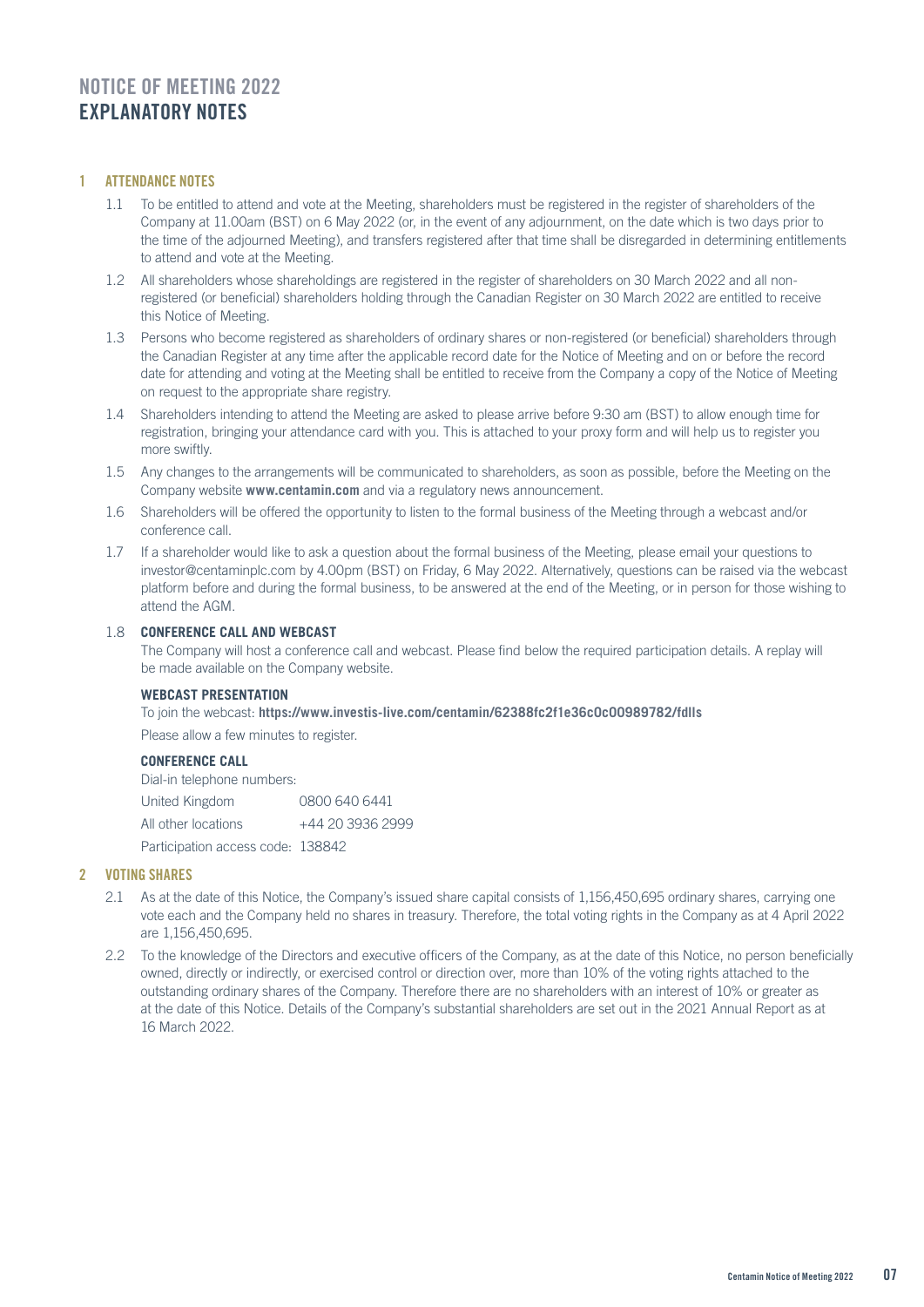# NOTICE OF MEETING 2022
## EXPLANATORY NOTES

### 1 ATTENDANCE NOTES

1.1 To be entitled to attend and vote at the Meeting, shareholders must be registered in the register of shareholders of the Company at 11.00am (BST) on 6 May 2022 (or, in the event of any adjournment, on the date which is two days prior to the time of the adjourned Meeting), and transfers registered after that time shall be disregarded in determining entitlements to attend and vote at the Meeting.

1.2 All shareholders whose shareholdings are registered in the register of shareholders on 30 March 2022 and all non-registered (or beneficial) shareholders holding through the Canadian Register on 30 March 2022 are entitled to receive this Notice of Meeting.

1.3 Persons who become registered as shareholders of ordinary shares or non-registered (or beneficial) shareholders through the Canadian Register at any time after the applicable record date for the Notice of Meeting and on or before the record date for attending and voting at the Meeting shall be entitled to receive from the Company a copy of the Notice of Meeting on request to the appropriate share registry.

1.4 Shareholders intending to attend the Meeting are asked to please arrive before 9:30 am (BST) to allow enough time for registration, bringing your attendance card with you. This is attached to your proxy form and will help us to register you more swiftly.

1.5 Any changes to the arrangements will be communicated to shareholders, as soon as possible, before the Meeting on the Company website **www.centamin.com** and via a regulatory news announcement.

1.6 Shareholders will be offered the opportunity to listen to the formal business of the Meeting through a webcast and/or conference call.

1.7 If a shareholder would like to ask a question about the formal business of the Meeting, please email your questions to investor@centaminplc.com by 4.00pm (BST) on Friday, 6 May 2022. Alternatively, questions can be raised via the webcast platform before and during the formal business, to be answered at the end of the Meeting, or in person for those wishing to attend the AGM.

1.8 **CONFERENCE CALL AND WEBCAST**

The Company will host a conference call and webcast. Please find below the required participation details. A replay will be made available on the Company website.

**WEBCAST PRESENTATION**

To join the webcast: **https://www.investis-live.com/centamin/62388fc2f1e36c0c00989782/fdlls**

Please allow a few minutes to register.

**CONFERENCE CALL**

Dial-in telephone numbers:

| | |
|---|---|
| United Kingdom | 0800 640 6441 |
| All other locations | +44 20 3936 2999 |

Participation access code: 138842

### 2 VOTING SHARES

2.1 As at the date of this Notice, the Company's issued share capital consists of 1,156,450,695 ordinary shares, carrying one vote each and the Company held no shares in treasury. Therefore, the total voting rights in the Company as at 4 April 2022 are 1,156,450,695.

2.2 To the knowledge of the Directors and executive officers of the Company, as at the date of this Notice, no person beneficially owned, directly or indirectly, or exercised control or direction over, more than 10% of the voting rights attached to the outstanding ordinary shares of the Company. Therefore there are no shareholders with an interest of 10% or greater as at the date of this Notice. Details of the Company's substantial shareholders are set out in the 2021 Annual Report as at 16 March 2022.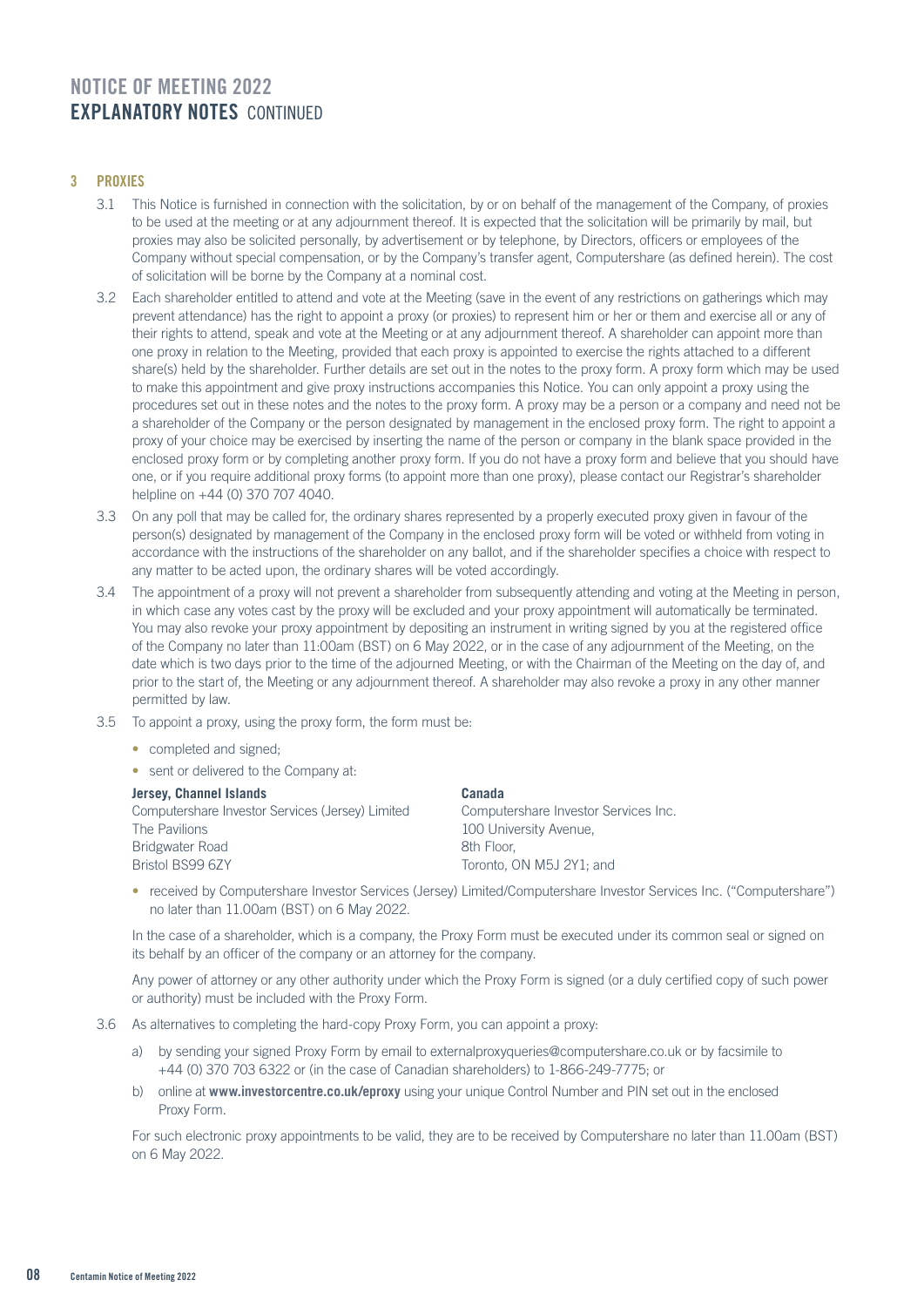# NOTICE OF MEETING 2022
## EXPLANATORY NOTES CONTINUED

### 3 PROXIES

3.1 This Notice is furnished in connection with the solicitation, by or on behalf of the management of the Company, of proxies to be used at the meeting or at any adjournment thereof. It is expected that the solicitation will be primarily by mail, but proxies may also be solicited personally, by advertisement or by telephone, by Directors, officers or employees of the Company without special compensation, or by the Company's transfer agent, Computershare (as defined herein). The cost of solicitation will be borne by the Company at a nominal cost.

3.2 Each shareholder entitled to attend and vote at the Meeting (save in the event of any restrictions on gatherings which may prevent attendance) has the right to appoint a proxy (or proxies) to represent him or her or them and exercise all or any of their rights to attend, speak and vote at the Meeting or at any adjournment thereof. A shareholder can appoint more than one proxy in relation to the Meeting, provided that each proxy is appointed to exercise the rights attached to a different share(s) held by the shareholder. Further details are set out in the notes to the proxy form. A proxy form which may be used to make this appointment and give proxy instructions accompanies this Notice. You can only appoint a proxy using the procedures set out in these notes and the notes to the proxy form. A proxy may be a person or a company and need not be a shareholder of the Company or the person designated by management in the enclosed proxy form. The right to appoint a proxy of your choice may be exercised by inserting the name of the person or company in the blank space provided in the enclosed proxy form or by completing another proxy form. If you do not have a proxy form and believe that you should have one, or if you require additional proxy forms (to appoint more than one proxy), please contact our Registrar's shareholder helpline on +44 (0) 370 707 4040.

3.3 On any poll that may be called for, the ordinary shares represented by a properly executed proxy given in favour of the person(s) designated by management of the Company in the enclosed proxy form will be voted or withheld from voting in accordance with the instructions of the shareholder on any ballot, and if the shareholder specifies a choice with respect to any matter to be acted upon, the ordinary shares will be voted accordingly.

3.4 The appointment of a proxy will not prevent a shareholder from subsequently attending and voting at the Meeting in person, in which case any votes cast by the proxy will be excluded and your proxy appointment will automatically be terminated. You may also revoke your proxy appointment by depositing an instrument in writing signed by you at the registered office of the Company no later than 11:00am (BST) on 6 May 2022, or in the case of any adjournment of the Meeting, on the date which is two days prior to the time of the adjourned Meeting, or with the Chairman of the Meeting on the day of, and prior to the start of, the Meeting or any adjournment thereof. A shareholder may also revoke a proxy in any other manner permitted by law.

3.5 To appoint a proxy, using the proxy form, the form must be:

- completed and signed;
- sent or delivered to the Company at:

**Jersey, Channel Islands**
Computershare Investor Services (Jersey) Limited
The Pavilions
Bridgwater Road
Bristol BS99 6ZY

**Canada**
Computershare Investor Services Inc.
100 University Avenue,
8th Floor,
Toronto, ON M5J 2Y1; and

- received by Computershare Investor Services (Jersey) Limited/Computershare Investor Services Inc. ("Computershare") no later than 11.00am (BST) on 6 May 2022.

In the case of a shareholder, which is a company, the Proxy Form must be executed under its common seal or signed on its behalf by an officer of the company or an attorney for the company.

Any power of attorney or any other authority under which the Proxy Form is signed (or a duly certified copy of such power or authority) must be included with the Proxy Form.

3.6 As alternatives to completing the hard-copy Proxy Form, you can appoint a proxy:

a) by sending your signed Proxy Form by email to externalproxyqueries@computershare.co.uk or by facsimile to +44 (0) 370 703 6322 or (in the case of Canadian shareholders) to 1-866-249-7775; or

b) online at **www.investorcentre.co.uk/eproxy** using your unique Control Number and PIN set out in the enclosed Proxy Form.

For such electronic proxy appointments to be valid, they are to be received by Computershare no later than 11.00am (BST) on 6 May 2022.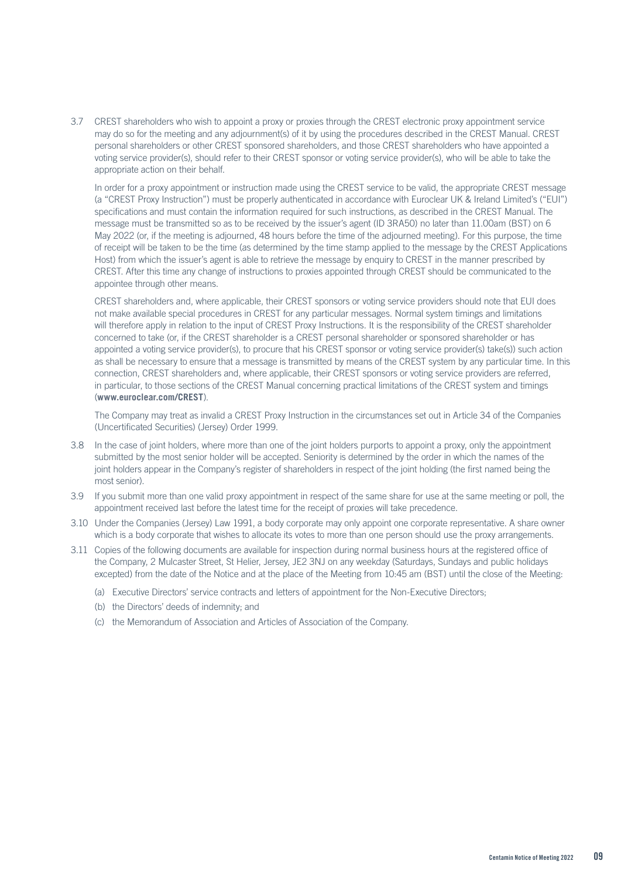3.7 CREST shareholders who wish to appoint a proxy or proxies through the CREST electronic proxy appointment service may do so for the meeting and any adjournment(s) of it by using the procedures described in the CREST Manual. CREST personal shareholders or other CREST sponsored shareholders, and those CREST shareholders who have appointed a voting service provider(s), should refer to their CREST sponsor or voting service provider(s), who will be able to take the appropriate action on their behalf.

In order for a proxy appointment or instruction made using the CREST service to be valid, the appropriate CREST message (a "CREST Proxy Instruction") must be properly authenticated in accordance with Euroclear UK & Ireland Limited's ("EUI") specifications and must contain the information required for such instructions, as described in the CREST Manual. The message must be transmitted so as to be received by the issuer's agent (ID 3RA50) no later than 11.00am (BST) on 6 May 2022 (or, if the meeting is adjourned, 48 hours before the time of the adjourned meeting). For this purpose, the time of receipt will be taken to be the time (as determined by the time stamp applied to the message by the CREST Applications Host) from which the issuer's agent is able to retrieve the message by enquiry to CREST in the manner prescribed by CREST. After this time any change of instructions to proxies appointed through CREST should be communicated to the appointee through other means.

CREST shareholders and, where applicable, their CREST sponsors or voting service providers should note that EUI does not make available special procedures in CREST for any particular messages. Normal system timings and limitations will therefore apply in relation to the input of CREST Proxy Instructions. It is the responsibility of the CREST shareholder concerned to take (or, if the CREST shareholder is a CREST personal shareholder or sponsored shareholder or has appointed a voting service provider(s), to procure that his CREST sponsor or voting service provider(s) take(s)) such action as shall be necessary to ensure that a message is transmitted by means of the CREST system by any particular time. In this connection, CREST shareholders and, where applicable, their CREST sponsors or voting service providers are referred, in particular, to those sections of the CREST Manual concerning practical limitations of the CREST system and timings (**www.euroclear.com/CREST**).

The Company may treat as invalid a CREST Proxy Instruction in the circumstances set out in Article 34 of the Companies (Uncertificated Securities) (Jersey) Order 1999.

3.8 In the case of joint holders, where more than one of the joint holders purports to appoint a proxy, only the appointment submitted by the most senior holder will be accepted. Seniority is determined by the order in which the names of the joint holders appear in the Company's register of shareholders in respect of the joint holding (the first named being the most senior).

3.9 If you submit more than one valid proxy appointment in respect of the same share for use at the same meeting or poll, the appointment received last before the latest time for the receipt of proxies will take precedence.

3.10 Under the Companies (Jersey) Law 1991, a body corporate may only appoint one corporate representative. A share owner which is a body corporate that wishes to allocate its votes to more than one person should use the proxy arrangements.

3.11 Copies of the following documents are available for inspection during normal business hours at the registered office of the Company, 2 Mulcaster Street, St Helier, Jersey, JE2 3NJ on any weekday (Saturdays, Sundays and public holidays excepted) from the date of the Notice and at the place of the Meeting from 10:45 am (BST) until the close of the Meeting:

(a) Executive Directors' service contracts and letters of appointment for the Non-Executive Directors;

(b) the Directors' deeds of indemnity; and

(c) the Memorandum of Association and Articles of Association of the Company.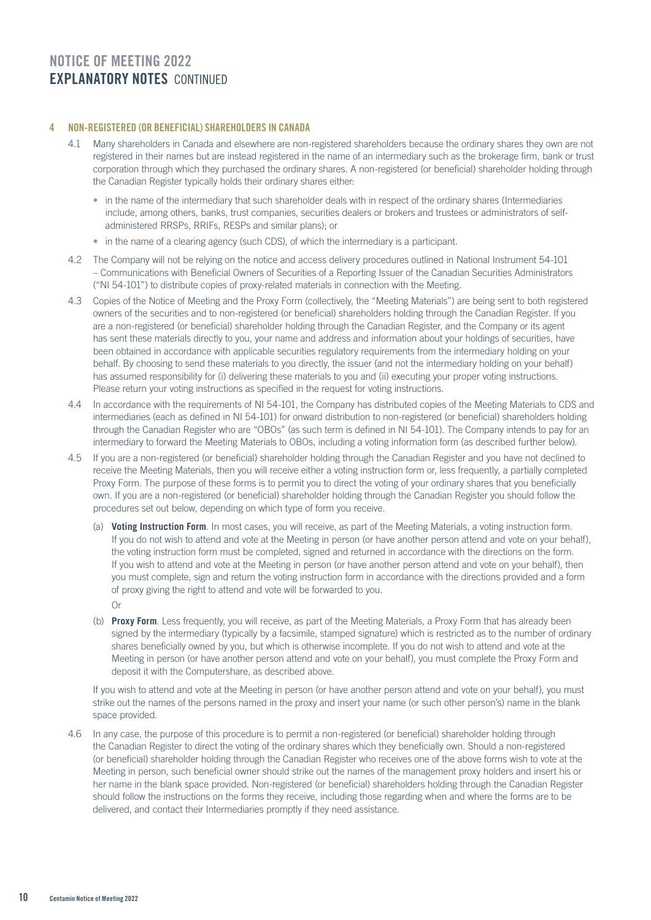# NOTICE OF MEETING 2022
## EXPLANATORY NOTES CONTINUED

### 4 NON-REGISTERED (OR BENEFICIAL) SHAREHOLDERS IN CANADA

4.1 Many shareholders in Canada and elsewhere are non-registered shareholders because the ordinary shares they own are not registered in their names but are instead registered in the name of an intermediary such as the brokerage firm, bank or trust corporation through which they purchased the ordinary shares. A non-registered (or beneficial) shareholder holding through the Canadian Register typically holds their ordinary shares either:

- in the name of the intermediary that such shareholder deals with in respect of the ordinary shares (Intermediaries include, among others, banks, trust companies, securities dealers or brokers and trustees or administrators of self-administered RRSPs, RRIFs, RESPs and similar plans); or
- in the name of a clearing agency (such CDS), of which the intermediary is a participant.

4.2 The Company will not be relying on the notice and access delivery procedures outlined in National Instrument 54-101 – Communications with Beneficial Owners of Securities of a Reporting Issuer of the Canadian Securities Administrators ("NI 54-101") to distribute copies of proxy-related materials in connection with the Meeting.

4.3 Copies of the Notice of Meeting and the Proxy Form (collectively, the "Meeting Materials") are being sent to both registered owners of the securities and to non-registered (or beneficial) shareholders holding through the Canadian Register. If you are a non-registered (or beneficial) shareholder holding through the Canadian Register, and the Company or its agent has sent these materials directly to you, your name and address and information about your holdings of securities, have been obtained in accordance with applicable securities regulatory requirements from the intermediary holding on your behalf. By choosing to send these materials to you directly, the issuer (and not the intermediary holding on your behalf) has assumed responsibility for (i) delivering these materials to you and (ii) executing your proper voting instructions. Please return your voting instructions as specified in the request for voting instructions.

4.4 In accordance with the requirements of NI 54-101, the Company has distributed copies of the Meeting Materials to CDS and intermediaries (each as defined in NI 54-101) for onward distribution to non-registered (or beneficial) shareholders holding through the Canadian Register who are "OBOs" (as such term is defined in NI 54-101). The Company intends to pay for an intermediary to forward the Meeting Materials to OBOs, including a voting information form (as described further below).

4.5 If you are a non-registered (or beneficial) shareholder holding through the Canadian Register and you have not declined to receive the Meeting Materials, then you will receive either a voting instruction form or, less frequently, a partially completed Proxy Form. The purpose of these forms is to permit you to direct the voting of your ordinary shares that you beneficially own. If you are a non-registered (or beneficial) shareholder holding through the Canadian Register you should follow the procedures set out below, depending on which type of form you receive.

(a) **Voting Instruction Form**. In most cases, you will receive, as part of the Meeting Materials, a voting instruction form. If you do not wish to attend and vote at the Meeting in person (or have another person attend and vote on your behalf), the voting instruction form must be completed, signed and returned in accordance with the directions on the form. If you wish to attend and vote at the Meeting in person (or have another person attend and vote on your behalf), then you must complete, sign and return the voting instruction form in accordance with the directions provided and a form of proxy giving the right to attend and vote will be forwarded to you.

Or

(b) **Proxy Form**. Less frequently, you will receive, as part of the Meeting Materials, a Proxy Form that has already been signed by the intermediary (typically by a facsimile, stamped signature) which is restricted as to the number of ordinary shares beneficially owned by you, but which is otherwise incomplete. If you do not wish to attend and vote at the Meeting in person (or have another person attend and vote on your behalf), you must complete the Proxy Form and deposit it with the Computershare, as described above.

If you wish to attend and vote at the Meeting in person (or have another person attend and vote on your behalf), you must strike out the names of the persons named in the proxy and insert your name (or such other person's) name in the blank space provided.

4.6 In any case, the purpose of this procedure is to permit a non-registered (or beneficial) shareholder holding through the Canadian Register to direct the voting of the ordinary shares which they beneficially own. Should a non-registered (or beneficial) shareholder holding through the Canadian Register who receives one of the above forms wish to vote at the Meeting in person, such beneficial owner should strike out the names of the management proxy holders and insert his or her name in the blank space provided. Non-registered (or beneficial) shareholders holding through the Canadian Register should follow the instructions on the forms they receive, including those regarding when and where the forms are to be delivered, and contact their Intermediaries promptly if they need assistance.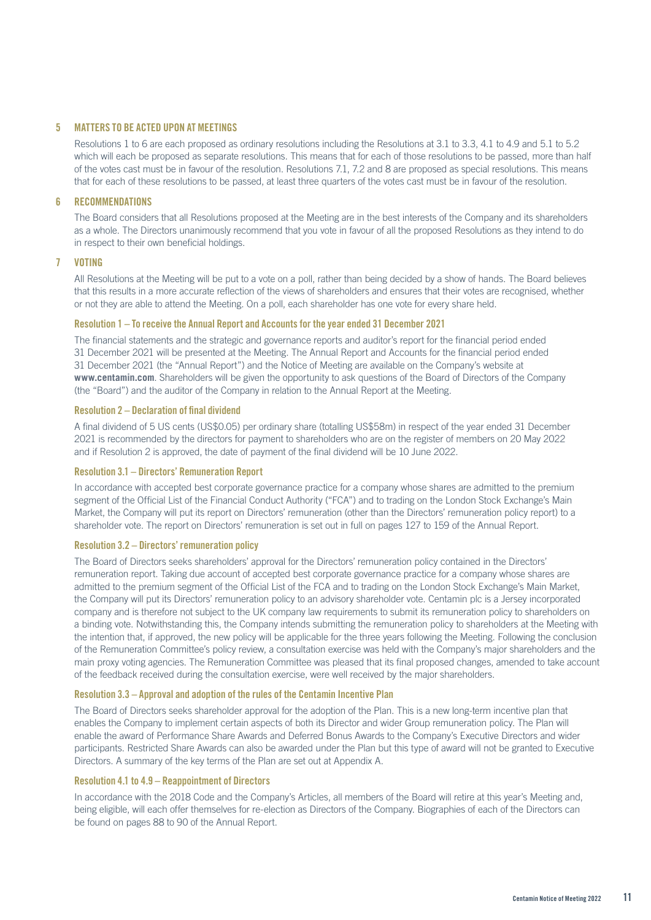## 5 MATTERS TO BE ACTED UPON AT MEETINGS

Resolutions 1 to 6 are each proposed as ordinary resolutions including the Resolutions at 3.1 to 3.3, 4.1 to 4.9 and 5.1 to 5.2 which will each be proposed as separate resolutions. This means that for each of those resolutions to be passed, more than half of the votes cast must be in favour of the resolution. Resolutions 7.1, 7.2 and 8 are proposed as special resolutions. This means that for each of these resolutions to be passed, at least three quarters of the votes cast must be in favour of the resolution.

## 6 RECOMMENDATIONS

The Board considers that all Resolutions proposed at the Meeting are in the best interests of the Company and its shareholders as a whole. The Directors unanimously recommend that you vote in favour of all the proposed Resolutions as they intend to do in respect to their own beneficial holdings.

## 7 VOTING

All Resolutions at the Meeting will be put to a vote on a poll, rather than being decided by a show of hands. The Board believes that this results in a more accurate reflection of the views of shareholders and ensures that their votes are recognised, whether or not they are able to attend the Meeting. On a poll, each shareholder has one vote for every share held.

### Resolution 1 – To receive the Annual Report and Accounts for the year ended 31 December 2021

The financial statements and the strategic and governance reports and auditor's report for the financial period ended 31 December 2021 will be presented at the Meeting. The Annual Report and Accounts for the financial period ended 31 December 2021 (the "Annual Report") and the Notice of Meeting are available on the Company's website at **www.centamin.com**. Shareholders will be given the opportunity to ask questions of the Board of Directors of the Company (the "Board") and the auditor of the Company in relation to the Annual Report at the Meeting.

### Resolution 2 – Declaration of final dividend

A final dividend of 5 US cents (US$0.05) per ordinary share (totalling US$58m) in respect of the year ended 31 December 2021 is recommended by the directors for payment to shareholders who are on the register of members on 20 May 2022 and if Resolution 2 is approved, the date of payment of the final dividend will be 10 June 2022.

### Resolution 3.1 – Directors' Remuneration Report

In accordance with accepted best corporate governance practice for a company whose shares are admitted to the premium segment of the Official List of the Financial Conduct Authority ("FCA") and to trading on the London Stock Exchange's Main Market, the Company will put its report on Directors' remuneration (other than the Directors' remuneration policy report) to a shareholder vote. The report on Directors' remuneration is set out in full on pages 127 to 159 of the Annual Report.

### Resolution 3.2 – Directors' remuneration policy

The Board of Directors seeks shareholders' approval for the Directors' remuneration policy contained in the Directors' remuneration report. Taking due account of accepted best corporate governance practice for a company whose shares are admitted to the premium segment of the Official List of the FCA and to trading on the London Stock Exchange's Main Market, the Company will put its Directors' remuneration policy to an advisory shareholder vote. Centamin plc is a Jersey incorporated company and is therefore not subject to the UK company law requirements to submit its remuneration policy to shareholders on a binding vote. Notwithstanding this, the Company intends submitting the remuneration policy to shareholders at the Meeting with the intention that, if approved, the new policy will be applicable for the three years following the Meeting. Following the conclusion of the Remuneration Committee's policy review, a consultation exercise was held with the Company's major shareholders and the main proxy voting agencies. The Remuneration Committee was pleased that its final proposed changes, amended to take account of the feedback received during the consultation exercise, were well received by the major shareholders.

### Resolution 3.3 – Approval and adoption of the rules of the Centamin Incentive Plan

The Board of Directors seeks shareholder approval for the adoption of the Plan. This is a new long-term incentive plan that enables the Company to implement certain aspects of both its Director and wider Group remuneration policy. The Plan will enable the award of Performance Share Awards and Deferred Bonus Awards to the Company's Executive Directors and wider participants. Restricted Share Awards can also be awarded under the Plan but this type of award will not be granted to Executive Directors. A summary of the key terms of the Plan are set out at Appendix A.

### Resolution 4.1 to 4.9 – Reappointment of Directors

In accordance with the 2018 Code and the Company's Articles, all members of the Board will retire at this year's Meeting and, being eligible, will each offer themselves for re-election as Directors of the Company. Biographies of each of the Directors can be found on pages 88 to 90 of the Annual Report.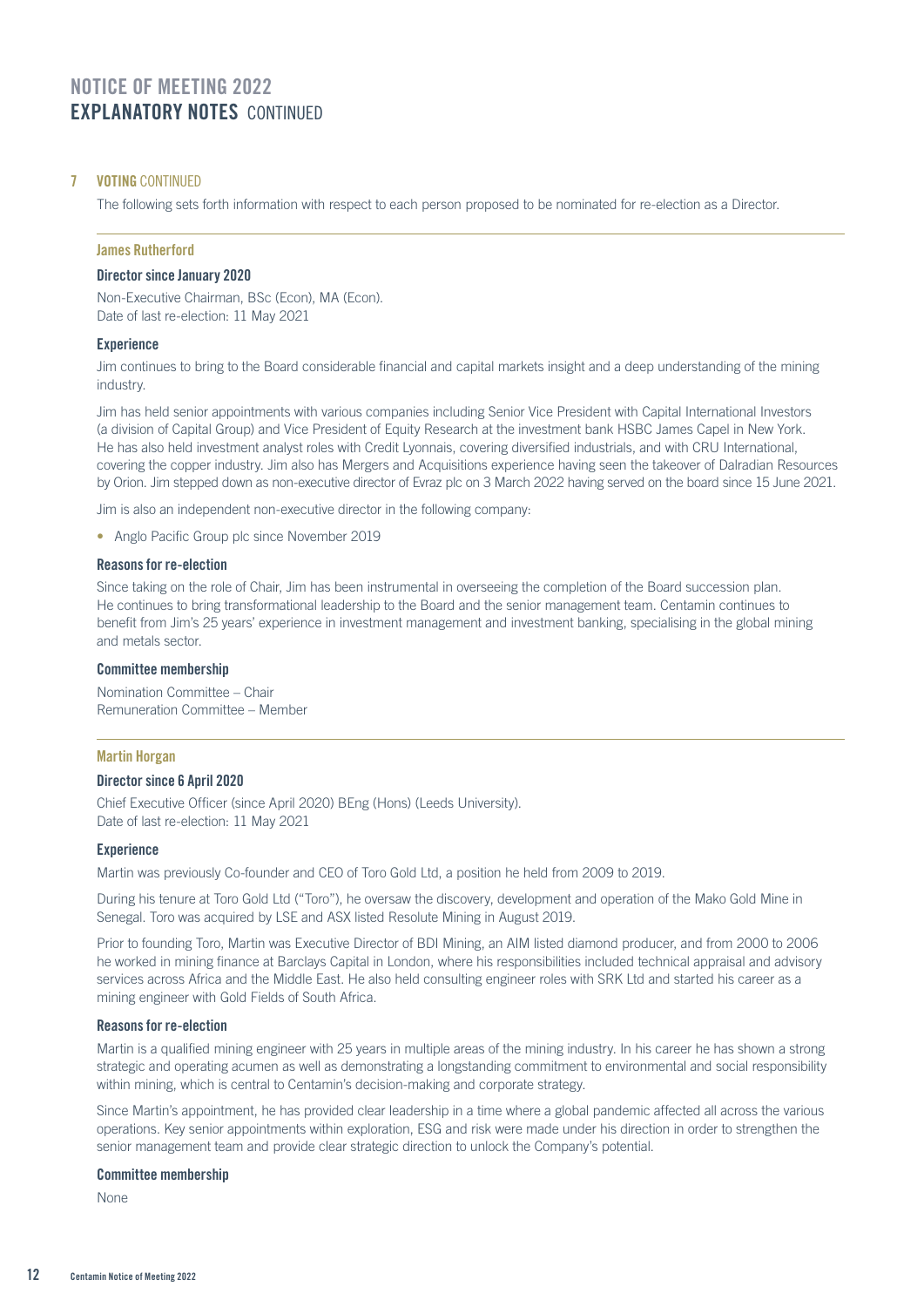# NOTICE OF MEETING 2022
## EXPLANATORY NOTES CONTINUED

### 7 VOTING CONTINUED

The following sets forth information with respect to each person proposed to be nominated for re-election as a Director.

---

#### James Rutherford

**Director since January 2020**

Non-Executive Chairman, BSc (Econ), MA (Econ).
Date of last re-election: 11 May 2021

**Experience**

Jim continues to bring to the Board considerable financial and capital markets insight and a deep understanding of the mining industry.

Jim has held senior appointments with various companies including Senior Vice President with Capital International Investors (a division of Capital Group) and Vice President of Equity Research at the investment bank HSBC James Capel in New York. He has also held investment analyst roles with Credit Lyonnais, covering diversified industrials, and with CRU International, covering the copper industry. Jim also has Mergers and Acquisitions experience having seen the takeover of Dalradian Resources by Orion. Jim stepped down as non-executive director of Evraz plc on 3 March 2022 having served on the board since 15 June 2021.

Jim is also an independent non-executive director in the following company:

- Anglo Pacific Group plc since November 2019

**Reasons for re-election**

Since taking on the role of Chair, Jim has been instrumental in overseeing the completion of the Board succession plan. He continues to bring transformational leadership to the Board and the senior management team. Centamin continues to benefit from Jim's 25 years' experience in investment management and investment banking, specialising in the global mining and metals sector.

**Committee membership**

Nomination Committee – Chair
Remuneration Committee – Member

---

#### Martin Horgan

**Director since 6 April 2020**

Chief Executive Officer (since April 2020) BEng (Hons) (Leeds University).
Date of last re-election: 11 May 2021

**Experience**

Martin was previously Co-founder and CEO of Toro Gold Ltd, a position he held from 2009 to 2019.

During his tenure at Toro Gold Ltd ("Toro"), he oversaw the discovery, development and operation of the Mako Gold Mine in Senegal. Toro was acquired by LSE and ASX listed Resolute Mining in August 2019.

Prior to founding Toro, Martin was Executive Director of BDI Mining, an AIM listed diamond producer, and from 2000 to 2006 he worked in mining finance at Barclays Capital in London, where his responsibilities included technical appraisal and advisory services across Africa and the Middle East. He also held consulting engineer roles with SRK Ltd and started his career as a mining engineer with Gold Fields of South Africa.

**Reasons for re-election**

Martin is a qualified mining engineer with 25 years in multiple areas of the mining industry. In his career he has shown a strong strategic and operating acumen as well as demonstrating a longstanding commitment to environmental and social responsibility within mining, which is central to Centamin's decision-making and corporate strategy.

Since Martin's appointment, he has provided clear leadership in a time where a global pandemic affected all across the various operations. Key senior appointments within exploration, ESG and risk were made under his direction in order to strengthen the senior management team and provide clear strategic direction to unlock the Company's potential.

**Committee membership**

None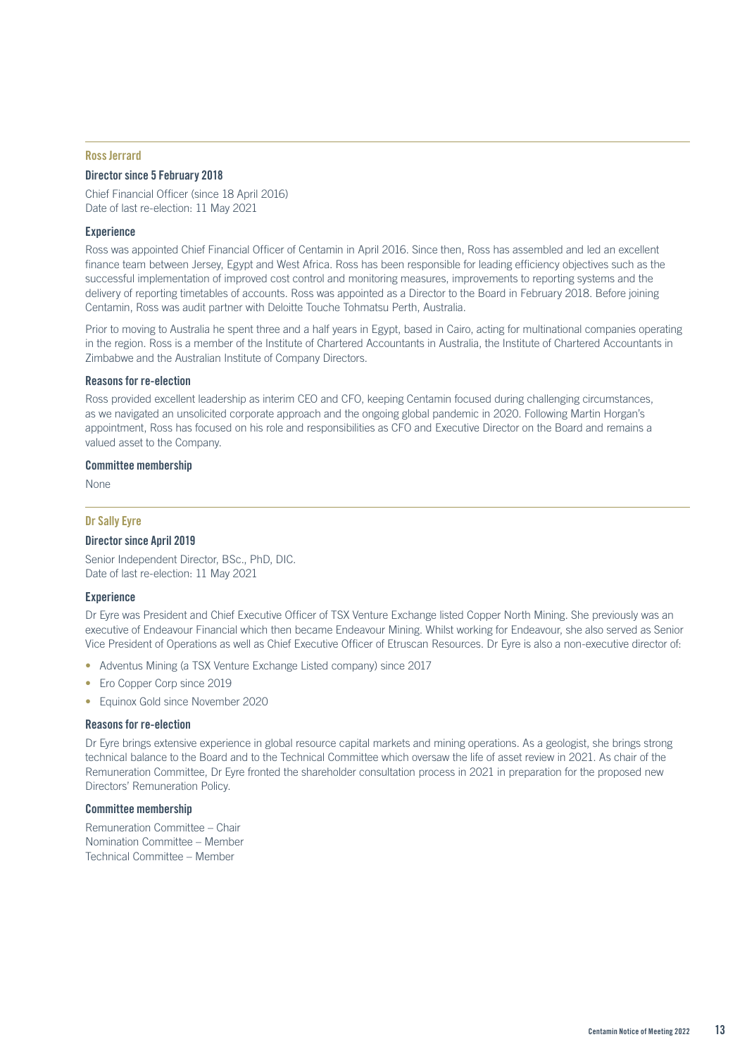## Ross Jerrard

### Director since 5 February 2018

Chief Financial Officer (since 18 April 2016)
Date of last re-election: 11 May 2021

### Experience

Ross was appointed Chief Financial Officer of Centamin in April 2016. Since then, Ross has assembled and led an excellent finance team between Jersey, Egypt and West Africa. Ross has been responsible for leading efficiency objectives such as the successful implementation of improved cost control and monitoring measures, improvements to reporting systems and the delivery of reporting timetables of accounts. Ross was appointed as a Director to the Board in February 2018. Before joining Centamin, Ross was audit partner with Deloitte Touche Tohmatsu Perth, Australia.

Prior to moving to Australia he spent three and a half years in Egypt, based in Cairo, acting for multinational companies operating in the region. Ross is a member of the Institute of Chartered Accountants in Australia, the Institute of Chartered Accountants in Zimbabwe and the Australian Institute of Company Directors.

### Reasons for re-election

Ross provided excellent leadership as interim CEO and CFO, keeping Centamin focused during challenging circumstances, as we navigated an unsolicited corporate approach and the ongoing global pandemic in 2020. Following Martin Horgan's appointment, Ross has focused on his role and responsibilities as CFO and Executive Director on the Board and remains a valued asset to the Company.

### Committee membership

None

## Dr Sally Eyre

### Director since April 2019

Senior Independent Director, BSc., PhD, DIC.
Date of last re-election: 11 May 2021

### Experience

Dr Eyre was President and Chief Executive Officer of TSX Venture Exchange listed Copper North Mining. She previously was an executive of Endeavour Financial which then became Endeavour Mining. Whilst working for Endeavour, she also served as Senior Vice President of Operations as well as Chief Executive Officer of Etruscan Resources. Dr Eyre is also a non-executive director of:

- Adventus Mining (a TSX Venture Exchange Listed company) since 2017
- Ero Copper Corp since 2019
- Equinox Gold since November 2020

### Reasons for re-election

Dr Eyre brings extensive experience in global resource capital markets and mining operations. As a geologist, she brings strong technical balance to the Board and to the Technical Committee which oversaw the life of asset review in 2021. As chair of the Remuneration Committee, Dr Eyre fronted the shareholder consultation process in 2021 in preparation for the proposed new Directors' Remuneration Policy.

### Committee membership

Remuneration Committee – Chair
Nomination Committee – Member
Technical Committee – Member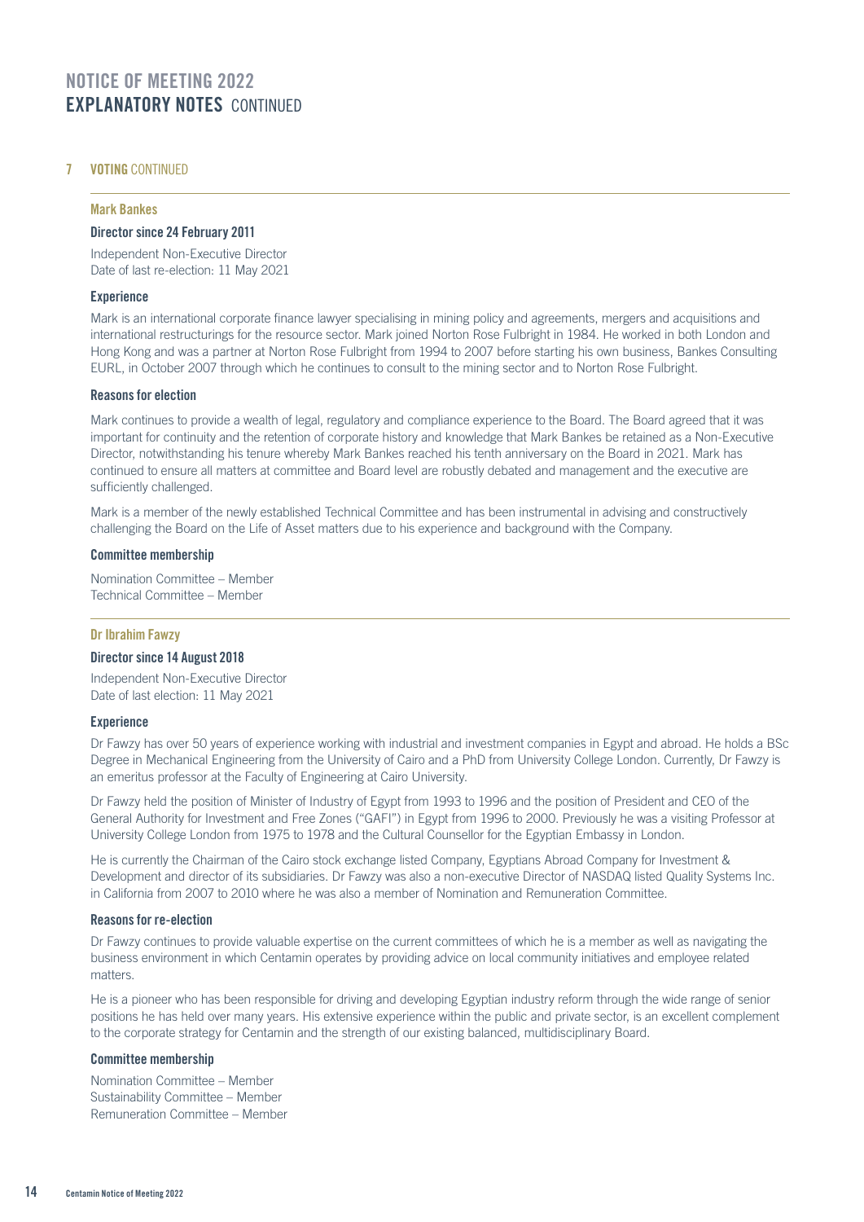## 7 VOTING CONTINUED

### Mark Bankes

#### Director since 24 February 2011

Independent Non-Executive Director
Date of last re-election: 11 May 2021

#### Experience

Mark is an international corporate finance lawyer specialising in mining policy and agreements, mergers and acquisitions and international restructurings for the resource sector. Mark joined Norton Rose Fulbright in 1984. He worked in both London and Hong Kong and was a partner at Norton Rose Fulbright from 1994 to 2007 before starting his own business, Bankes Consulting EURL, in October 2007 through which he continues to consult to the mining sector and to Norton Rose Fulbright.

#### Reasons for election

Mark continues to provide a wealth of legal, regulatory and compliance experience to the Board. The Board agreed that it was important for continuity and the retention of corporate history and knowledge that Mark Bankes be retained as a Non-Executive Director, notwithstanding his tenure whereby Mark Bankes reached his tenth anniversary on the Board in 2021. Mark has continued to ensure all matters at committee and Board level are robustly debated and management and the executive are sufficiently challenged.

Mark is a member of the newly established Technical Committee and has been instrumental in advising and constructively challenging the Board on the Life of Asset matters due to his experience and background with the Company.

#### Committee membership

Nomination Committee – Member
Technical Committee – Member

### Dr Ibrahim Fawzy

#### Director since 14 August 2018

Independent Non-Executive Director
Date of last election: 11 May 2021

#### Experience

Dr Fawzy has over 50 years of experience working with industrial and investment companies in Egypt and abroad. He holds a BSc Degree in Mechanical Engineering from the University of Cairo and a PhD from University College London. Currently, Dr Fawzy is an emeritus professor at the Faculty of Engineering at Cairo University.

Dr Fawzy held the position of Minister of Industry of Egypt from 1993 to 1996 and the position of President and CEO of the General Authority for Investment and Free Zones ("GAFI") in Egypt from 1996 to 2000. Previously he was a visiting Professor at University College London from 1975 to 1978 and the Cultural Counsellor for the Egyptian Embassy in London.

He is currently the Chairman of the Cairo stock exchange listed Company, Egyptians Abroad Company for Investment & Development and director of its subsidiaries. Dr Fawzy was also a non-executive Director of NASDAQ listed Quality Systems Inc. in California from 2007 to 2010 where he was also a member of Nomination and Remuneration Committee.

#### Reasons for re-election

Dr Fawzy continues to provide valuable expertise on the current committees of which he is a member as well as navigating the business environment in which Centamin operates by providing advice on local community initiatives and employee related matters.

He is a pioneer who has been responsible for driving and developing Egyptian industry reform through the wide range of senior positions he has held over many years. His extensive experience within the public and private sector, is an excellent complement to the corporate strategy for Centamin and the strength of our existing balanced, multidisciplinary Board.

#### Committee membership

Nomination Committee – Member
Sustainability Committee – Member
Remuneration Committee – Member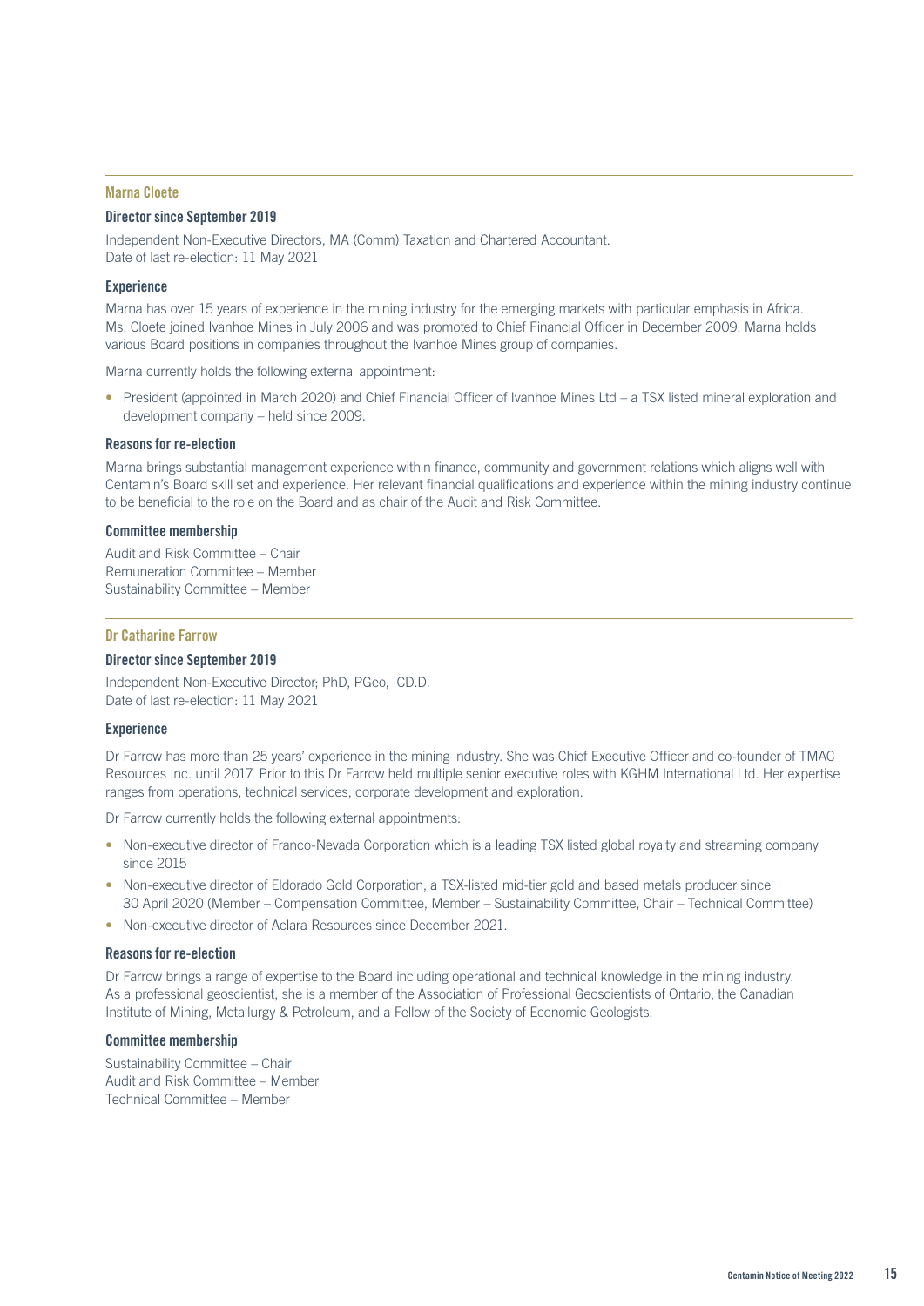## Marna Cloete

### Director since September 2019

Independent Non-Executive Directors, MA (Comm) Taxation and Chartered Accountant.
Date of last re-election: 11 May 2021

### Experience

Marna has over 15 years of experience in the mining industry for the emerging markets with particular emphasis in Africa. Ms. Cloete joined Ivanhoe Mines in July 2006 and was promoted to Chief Financial Officer in December 2009. Marna holds various Board positions in companies throughout the Ivanhoe Mines group of companies.

Marna currently holds the following external appointment:

- President (appointed in March 2020) and Chief Financial Officer of Ivanhoe Mines Ltd – a TSX listed mineral exploration and development company – held since 2009.

### Reasons for re-election

Marna brings substantial management experience within finance, community and government relations which aligns well with Centamin's Board skill set and experience. Her relevant financial qualifications and experience within the mining industry continue to be beneficial to the role on the Board and as chair of the Audit and Risk Committee.

### Committee membership

Audit and Risk Committee – Chair
Remuneration Committee – Member
Sustainability Committee – Member

## Dr Catharine Farrow

### Director since September 2019

Independent Non-Executive Director; PhD, PGeo, ICD.D.
Date of last re-election: 11 May 2021

### Experience

Dr Farrow has more than 25 years' experience in the mining industry. She was Chief Executive Officer and co-founder of TMAC Resources Inc. until 2017. Prior to this Dr Farrow held multiple senior executive roles with KGHM International Ltd. Her expertise ranges from operations, technical services, corporate development and exploration.

Dr Farrow currently holds the following external appointments:

- Non-executive director of Franco-Nevada Corporation which is a leading TSX listed global royalty and streaming company since 2015
- Non-executive director of Eldorado Gold Corporation, a TSX-listed mid-tier gold and based metals producer since 30 April 2020 (Member – Compensation Committee, Member – Sustainability Committee, Chair – Technical Committee)
- Non-executive director of Aclara Resources since December 2021.

### Reasons for re-election

Dr Farrow brings a range of expertise to the Board including operational and technical knowledge in the mining industry. As a professional geoscientist, she is a member of the Association of Professional Geoscientists of Ontario, the Canadian Institute of Mining, Metallurgy & Petroleum, and a Fellow of the Society of Economic Geologists.

### Committee membership

Sustainability Committee – Chair
Audit and Risk Committee – Member
Technical Committee – Member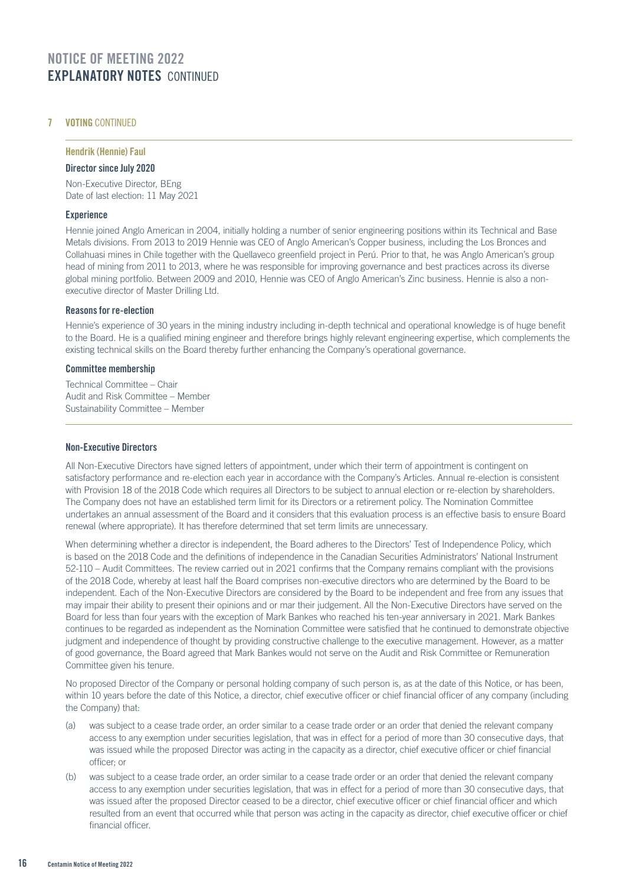## 7 VOTING CONTINUED

### Hendrik (Hennie) Faul

**Director since July 2020**

Non-Executive Director, BEng
Date of last election: 11 May 2021

**Experience**

Hennie joined Anglo American in 2004, initially holding a number of senior engineering positions within its Technical and Base Metals divisions. From 2013 to 2019 Hennie was CEO of Anglo American's Copper business, including the Los Bronces and Collahuasi mines in Chile together with the Quellaveco greenfield project in Perú. Prior to that, he was Anglo American's group head of mining from 2011 to 2013, where he was responsible for improving governance and best practices across its diverse global mining portfolio. Between 2009 and 2010, Hennie was CEO of Anglo American's Zinc business. Hennie is also a non-executive director of Master Drilling Ltd.

**Reasons for re-election**

Hennie's experience of 30 years in the mining industry including in-depth technical and operational knowledge is of huge benefit to the Board. He is a qualified mining engineer and therefore brings highly relevant engineering expertise, which complements the existing technical skills on the Board thereby further enhancing the Company's operational governance.

**Committee membership**

Technical Committee – Chair
Audit and Risk Committee – Member
Sustainability Committee – Member

### Non-Executive Directors

All Non-Executive Directors have signed letters of appointment, under which their term of appointment is contingent on satisfactory performance and re-election each year in accordance with the Company's Articles. Annual re-election is consistent with Provision 18 of the 2018 Code which requires all Directors to be subject to annual election or re-election by shareholders. The Company does not have an established term limit for its Directors or a retirement policy. The Nomination Committee undertakes an annual assessment of the Board and it considers that this evaluation process is an effective basis to ensure Board renewal (where appropriate). It has therefore determined that set term limits are unnecessary.

When determining whether a director is independent, the Board adheres to the Directors' Test of Independence Policy, which is based on the 2018 Code and the definitions of independence in the Canadian Securities Administrators' National Instrument 52-110 – Audit Committees. The review carried out in 2021 confirms that the Company remains compliant with the provisions of the 2018 Code, whereby at least half the Board comprises non-executive directors who are determined by the Board to be independent. Each of the Non-Executive Directors are considered by the Board to be independent and free from any issues that may impair their ability to present their opinions and or mar their judgement. All the Non-Executive Directors have served on the Board for less than four years with the exception of Mark Bankes who reached his ten-year anniversary in 2021. Mark Bankes continues to be regarded as independent as the Nomination Committee were satisfied that he continued to demonstrate objective judgment and independence of thought by providing constructive challenge to the executive management. However, as a matter of good governance, the Board agreed that Mark Bankes would not serve on the Audit and Risk Committee or Remuneration Committee given his tenure.

No proposed Director of the Company or personal holding company of such person is, as at the date of this Notice, or has been, within 10 years before the date of this Notice, a director, chief executive officer or chief financial officer of any company (including the Company) that:

(a) was subject to a cease trade order, an order similar to a cease trade order or an order that denied the relevant company access to any exemption under securities legislation, that was in effect for a period of more than 30 consecutive days, that was issued while the proposed Director was acting in the capacity as a director, chief executive officer or chief financial officer; or

(b) was subject to a cease trade order, an order similar to a cease trade order or an order that denied the relevant company access to any exemption under securities legislation, that was in effect for a period of more than 30 consecutive days, that was issued after the proposed Director ceased to be a director, chief executive officer or chief financial officer and which resulted from an event that occurred while that person was acting in the capacity as director, chief executive officer or chief financial officer.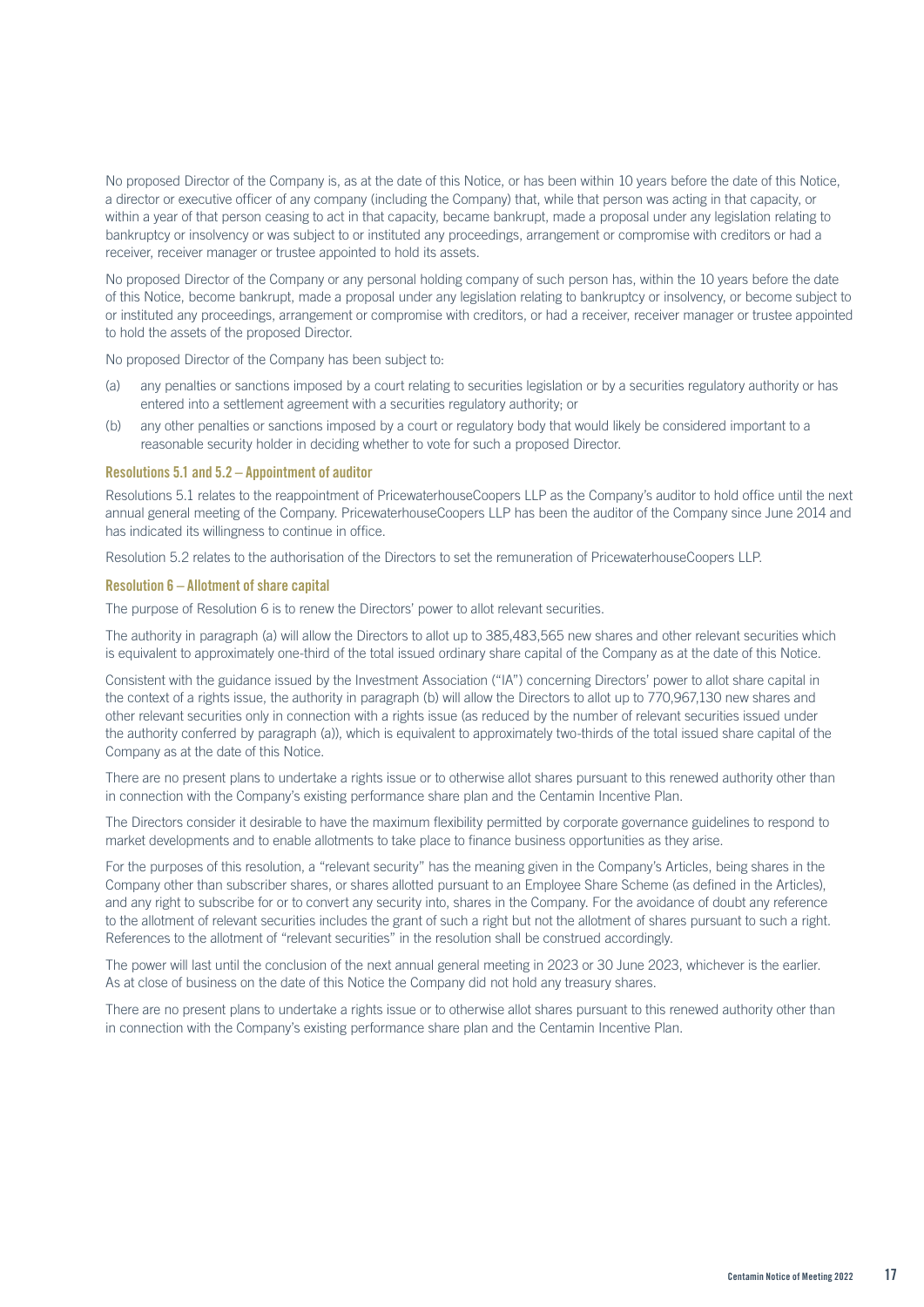No proposed Director of the Company is, as at the date of this Notice, or has been within 10 years before the date of this Notice, a director or executive officer of any company (including the Company) that, while that person was acting in that capacity, or within a year of that person ceasing to act in that capacity, became bankrupt, made a proposal under any legislation relating to bankruptcy or insolvency or was subject to or instituted any proceedings, arrangement or compromise with creditors or had a receiver, receiver manager or trustee appointed to hold its assets.

No proposed Director of the Company or any personal holding company of such person has, within the 10 years before the date of this Notice, become bankrupt, made a proposal under any legislation relating to bankruptcy or insolvency, or become subject to or instituted any proceedings, arrangement or compromise with creditors, or had a receiver, receiver manager or trustee appointed to hold the assets of the proposed Director.

No proposed Director of the Company has been subject to:

(a) any penalties or sanctions imposed by a court relating to securities legislation or by a securities regulatory authority or has entered into a settlement agreement with a securities regulatory authority; or

(b) any other penalties or sanctions imposed by a court or regulatory body that would likely be considered important to a reasonable security holder in deciding whether to vote for such a proposed Director.

### Resolutions 5.1 and 5.2 – Appointment of auditor

Resolutions 5.1 relates to the reappointment of PricewaterhouseCoopers LLP as the Company's auditor to hold office until the next annual general meeting of the Company. PricewaterhouseCoopers LLP has been the auditor of the Company since June 2014 and has indicated its willingness to continue in office.

Resolution 5.2 relates to the authorisation of the Directors to set the remuneration of PricewaterhouseCoopers LLP.

### Resolution 6 – Allotment of share capital

The purpose of Resolution 6 is to renew the Directors' power to allot relevant securities.

The authority in paragraph (a) will allow the Directors to allot up to 385,483,565 new shares and other relevant securities which is equivalent to approximately one-third of the total issued ordinary share capital of the Company as at the date of this Notice.

Consistent with the guidance issued by the Investment Association ("IA") concerning Directors' power to allot share capital in the context of a rights issue, the authority in paragraph (b) will allow the Directors to allot up to 770,967,130 new shares and other relevant securities only in connection with a rights issue (as reduced by the number of relevant securities issued under the authority conferred by paragraph (a)), which is equivalent to approximately two-thirds of the total issued share capital of the Company as at the date of this Notice.

There are no present plans to undertake a rights issue or to otherwise allot shares pursuant to this renewed authority other than in connection with the Company's existing performance share plan and the Centamin Incentive Plan.

The Directors consider it desirable to have the maximum flexibility permitted by corporate governance guidelines to respond to market developments and to enable allotments to take place to finance business opportunities as they arise.

For the purposes of this resolution, a "relevant security" has the meaning given in the Company's Articles, being shares in the Company other than subscriber shares, or shares allotted pursuant to an Employee Share Scheme (as defined in the Articles), and any right to subscribe for or to convert any security into, shares in the Company. For the avoidance of doubt any reference to the allotment of relevant securities includes the grant of such a right but not the allotment of shares pursuant to such a right. References to the allotment of "relevant securities" in the resolution shall be construed accordingly.

The power will last until the conclusion of the next annual general meeting in 2023 or 30 June 2023, whichever is the earlier. As at close of business on the date of this Notice the Company did not hold any treasury shares.

There are no present plans to undertake a rights issue or to otherwise allot shares pursuant to this renewed authority other than in connection with the Company's existing performance share plan and the Centamin Incentive Plan.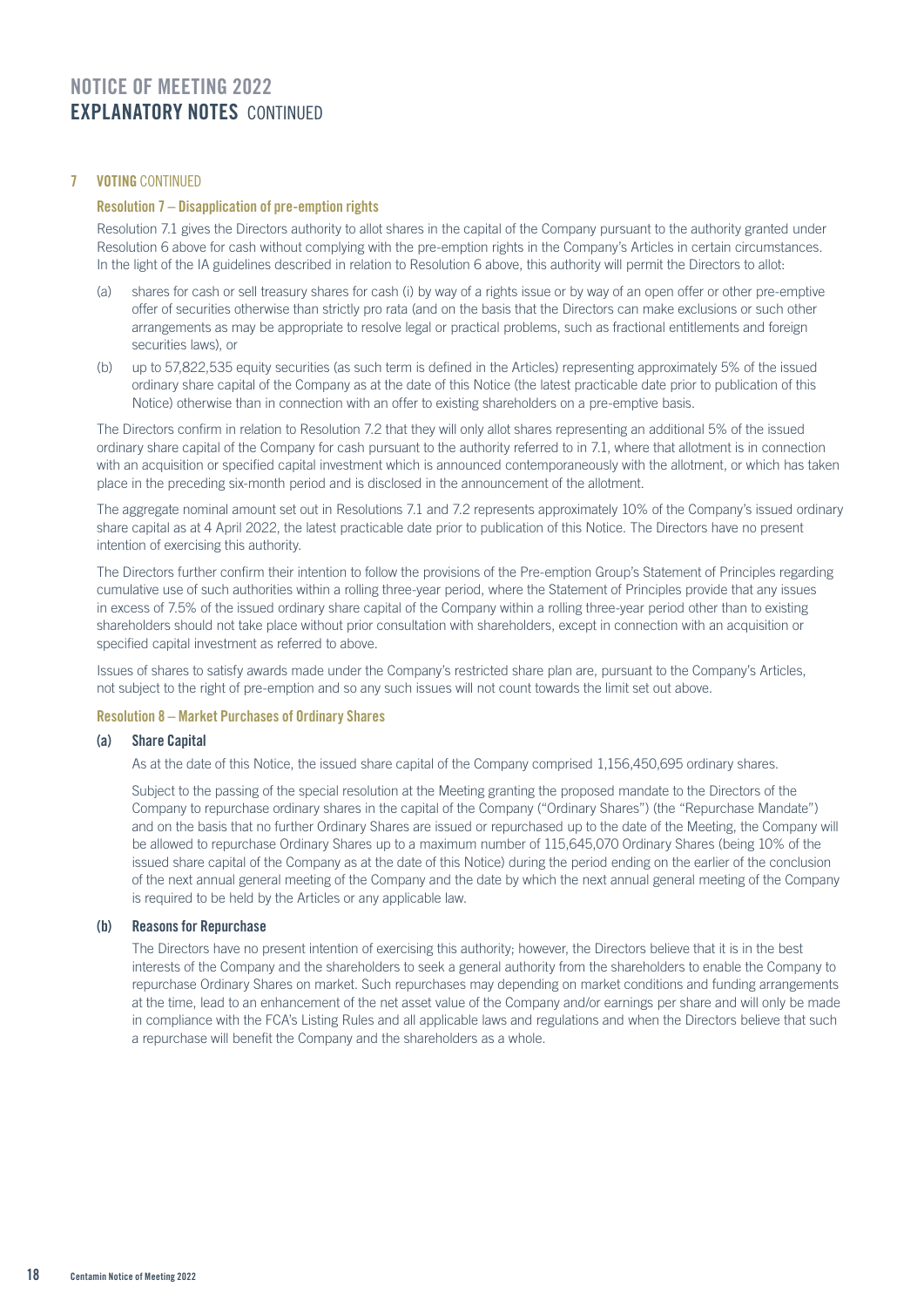# NOTICE OF MEETING 2022
## EXPLANATORY NOTES CONTINUED

### 7 VOTING CONTINUED

#### Resolution 7 – Disapplication of pre-emption rights

Resolution 7.1 gives the Directors authority to allot shares in the capital of the Company pursuant to the authority granted under Resolution 6 above for cash without complying with the pre-emption rights in the Company's Articles in certain circumstances. In the light of the IA guidelines described in relation to Resolution 6 above, this authority will permit the Directors to allot:

(a) shares for cash or sell treasury shares for cash (i) by way of a rights issue or by way of an open offer or other pre-emptive offer of securities otherwise than strictly pro rata (and on the basis that the Directors can make exclusions or such other arrangements as may be appropriate to resolve legal or practical problems, such as fractional entitlements and foreign securities laws), or

(b) up to 57,822,535 equity securities (as such term is defined in the Articles) representing approximately 5% of the issued ordinary share capital of the Company as at the date of this Notice (the latest practicable date prior to publication of this Notice) otherwise than in connection with an offer to existing shareholders on a pre-emptive basis.

The Directors confirm in relation to Resolution 7.2 that they will only allot shares representing an additional 5% of the issued ordinary share capital of the Company for cash pursuant to the authority referred to in 7.1, where that allotment is in connection with an acquisition or specified capital investment which is announced contemporaneously with the allotment, or which has taken place in the preceding six-month period and is disclosed in the announcement of the allotment.

The aggregate nominal amount set out in Resolutions 7.1 and 7.2 represents approximately 10% of the Company's issued ordinary share capital as at 4 April 2022, the latest practicable date prior to publication of this Notice. The Directors have no present intention of exercising this authority.

The Directors further confirm their intention to follow the provisions of the Pre-emption Group's Statement of Principles regarding cumulative use of such authorities within a rolling three-year period, where the Statement of Principles provide that any issues in excess of 7.5% of the issued ordinary share capital of the Company within a rolling three-year period other than to existing shareholders should not take place without prior consultation with shareholders, except in connection with an acquisition or specified capital investment as referred to above.

Issues of shares to satisfy awards made under the Company's restricted share plan are, pursuant to the Company's Articles, not subject to the right of pre-emption and so any such issues will not count towards the limit set out above.

#### Resolution 8 – Market Purchases of Ordinary Shares

**(a) Share Capital**

As at the date of this Notice, the issued share capital of the Company comprised 1,156,450,695 ordinary shares.

Subject to the passing of the special resolution at the Meeting granting the proposed mandate to the Directors of the Company to repurchase ordinary shares in the capital of the Company ("Ordinary Shares") (the "Repurchase Mandate") and on the basis that no further Ordinary Shares are issued or repurchased up to the date of the Meeting, the Company will be allowed to repurchase Ordinary Shares up to a maximum number of 115,645,070 Ordinary Shares (being 10% of the issued share capital of the Company as at the date of this Notice) during the period ending on the earlier of the conclusion of the next annual general meeting of the Company and the date by which the next annual general meeting of the Company is required to be held by the Articles or any applicable law.

**(b) Reasons for Repurchase**

The Directors have no present intention of exercising this authority; however, the Directors believe that it is in the best interests of the Company and the shareholders to seek a general authority from the shareholders to enable the Company to repurchase Ordinary Shares on market. Such repurchases may depending on market conditions and funding arrangements at the time, lead to an enhancement of the net asset value of the Company and/or earnings per share and will only be made in compliance with the FCA's Listing Rules and all applicable laws and regulations and when the Directors believe that such a repurchase will benefit the Company and the shareholders as a whole.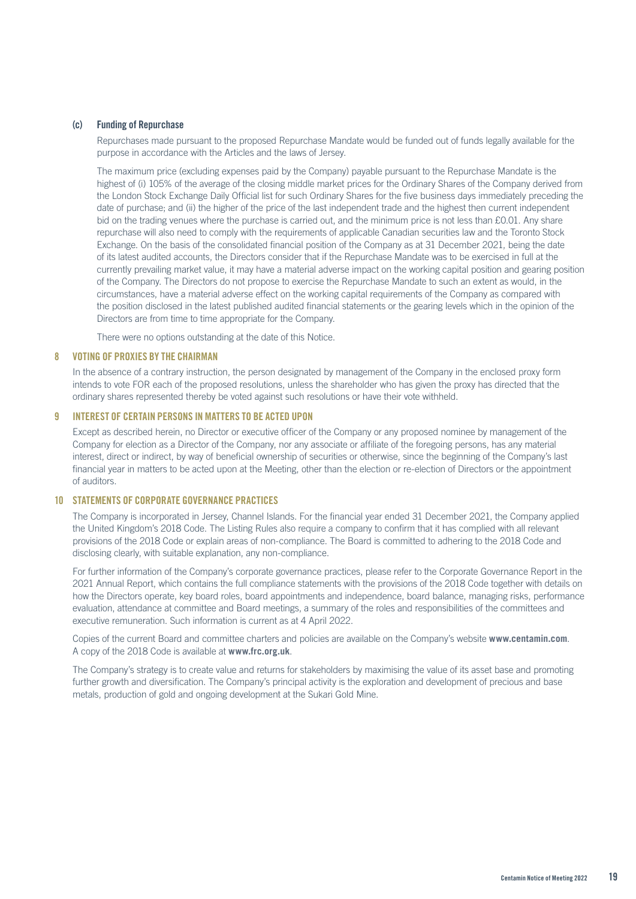### (c) Funding of Repurchase

Repurchases made pursuant to the proposed Repurchase Mandate would be funded out of funds legally available for the purpose in accordance with the Articles and the laws of Jersey.

The maximum price (excluding expenses paid by the Company) payable pursuant to the Repurchase Mandate is the highest of (i) 105% of the average of the closing middle market prices for the Ordinary Shares of the Company derived from the London Stock Exchange Daily Official list for such Ordinary Shares for the five business days immediately preceding the date of purchase; and (ii) the higher of the price of the last independent trade and the highest then current independent bid on the trading venues where the purchase is carried out, and the minimum price is not less than £0.01. Any share repurchase will also need to comply with the requirements of applicable Canadian securities law and the Toronto Stock Exchange. On the basis of the consolidated financial position of the Company as at 31 December 2021, being the date of its latest audited accounts, the Directors consider that if the Repurchase Mandate was to be exercised in full at the currently prevailing market value, it may have a material adverse impact on the working capital position and gearing position of the Company. The Directors do not propose to exercise the Repurchase Mandate to such an extent as would, in the circumstances, have a material adverse effect on the working capital requirements of the Company as compared with the position disclosed in the latest published audited financial statements or the gearing levels which in the opinion of the Directors are from time to time appropriate for the Company.

There were no options outstanding at the date of this Notice.

## 8 VOTING OF PROXIES BY THE CHAIRMAN

In the absence of a contrary instruction, the person designated by management of the Company in the enclosed proxy form intends to vote FOR each of the proposed resolutions, unless the shareholder who has given the proxy has directed that the ordinary shares represented thereby be voted against such resolutions or have their vote withheld.

## 9 INTEREST OF CERTAIN PERSONS IN MATTERS TO BE ACTED UPON

Except as described herein, no Director or executive officer of the Company or any proposed nominee by management of the Company for election as a Director of the Company, nor any associate or affiliate of the foregoing persons, has any material interest, direct or indirect, by way of beneficial ownership of securities or otherwise, since the beginning of the Company's last financial year in matters to be acted upon at the Meeting, other than the election or re-election of Directors or the appointment of auditors.

## 10 STATEMENTS OF CORPORATE GOVERNANCE PRACTICES

The Company is incorporated in Jersey, Channel Islands. For the financial year ended 31 December 2021, the Company applied the United Kingdom's 2018 Code. The Listing Rules also require a company to confirm that it has complied with all relevant provisions of the 2018 Code or explain areas of non-compliance. The Board is committed to adhering to the 2018 Code and disclosing clearly, with suitable explanation, any non-compliance.

For further information of the Company's corporate governance practices, please refer to the Corporate Governance Report in the 2021 Annual Report, which contains the full compliance statements with the provisions of the 2018 Code together with details on how the Directors operate, key board roles, board appointments and independence, board balance, managing risks, performance evaluation, attendance at committee and Board meetings, a summary of the roles and responsibilities of the committees and executive remuneration. Such information is current as at 4 April 2022.

Copies of the current Board and committee charters and policies are available on the Company's website **www.centamin.com**. A copy of the 2018 Code is available at **www.frc.org.uk**.

The Company's strategy is to create value and returns for stakeholders by maximising the value of its asset base and promoting further growth and diversification. The Company's principal activity is the exploration and development of precious and base metals, production of gold and ongoing development at the Sukari Gold Mine.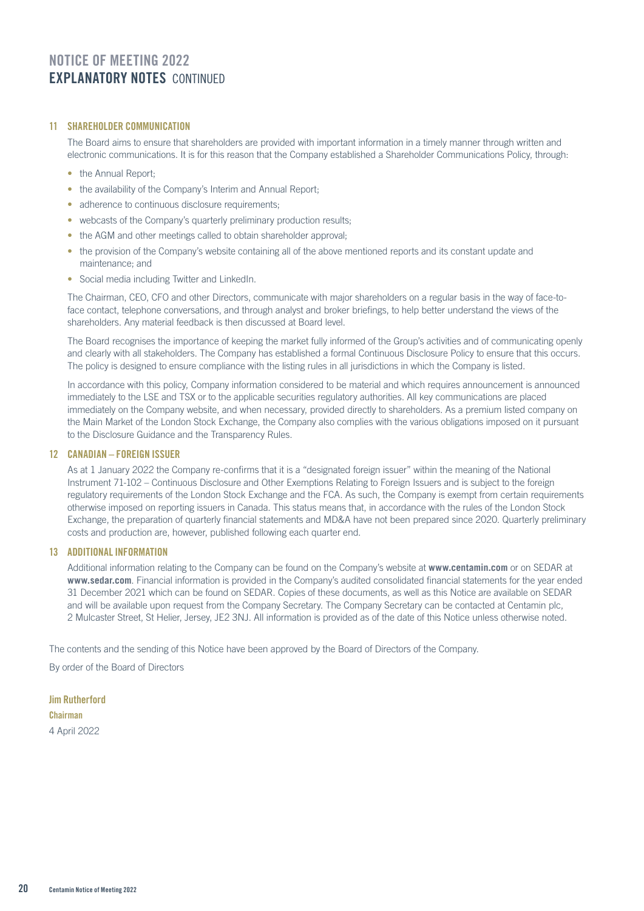# NOTICE OF MEETING 2022
## EXPLANATORY NOTES CONTINUED

### 11 SHAREHOLDER COMMUNICATION

The Board aims to ensure that shareholders are provided with important information in a timely manner through written and electronic communications. It is for this reason that the Company established a Shareholder Communications Policy, through:

- the Annual Report;
- the availability of the Company's Interim and Annual Report;
- adherence to continuous disclosure requirements;
- webcasts of the Company's quarterly preliminary production results;
- the AGM and other meetings called to obtain shareholder approval;
- the provision of the Company's website containing all of the above mentioned reports and its constant update and maintenance; and
- Social media including Twitter and LinkedIn.

The Chairman, CEO, CFO and other Directors, communicate with major shareholders on a regular basis in the way of face-to-face contact, telephone conversations, and through analyst and broker briefings, to help better understand the views of the shareholders. Any material feedback is then discussed at Board level.

The Board recognises the importance of keeping the market fully informed of the Group's activities and of communicating openly and clearly with all stakeholders. The Company has established a formal Continuous Disclosure Policy to ensure that this occurs. The policy is designed to ensure compliance with the listing rules in all jurisdictions in which the Company is listed.

In accordance with this policy, Company information considered to be material and which requires announcement is announced immediately to the LSE and TSX or to the applicable securities regulatory authorities. All key communications are placed immediately on the Company website, and when necessary, provided directly to shareholders. As a premium listed company on the Main Market of the London Stock Exchange, the Company also complies with the various obligations imposed on it pursuant to the Disclosure Guidance and the Transparency Rules.

### 12 CANADIAN – FOREIGN ISSUER

As at 1 January 2022 the Company re-confirms that it is a "designated foreign issuer" within the meaning of the National Instrument 71-102 – Continuous Disclosure and Other Exemptions Relating to Foreign Issuers and is subject to the foreign regulatory requirements of the London Stock Exchange and the FCA. As such, the Company is exempt from certain requirements otherwise imposed on reporting issuers in Canada. This status means that, in accordance with the rules of the London Stock Exchange, the preparation of quarterly financial statements and MD&A have not been prepared since 2020. Quarterly preliminary costs and production are, however, published following each quarter end.

### 13 ADDITIONAL INFORMATION

Additional information relating to the Company can be found on the Company's website at **www.centamin.com** or on SEDAR at **www.sedar.com**. Financial information is provided in the Company's audited consolidated financial statements for the year ended 31 December 2021 which can be found on SEDAR. Copies of these documents, as well as this Notice are available on SEDAR and will be available upon request from the Company Secretary. The Company Secretary can be contacted at Centamin plc, 2 Mulcaster Street, St Helier, Jersey, JE2 3NJ. All information is provided as of the date of this Notice unless otherwise noted.

The contents and the sending of this Notice have been approved by the Board of Directors of the Company.

By order of the Board of Directors

**Jim Rutherford**
**Chairman**
4 April 2022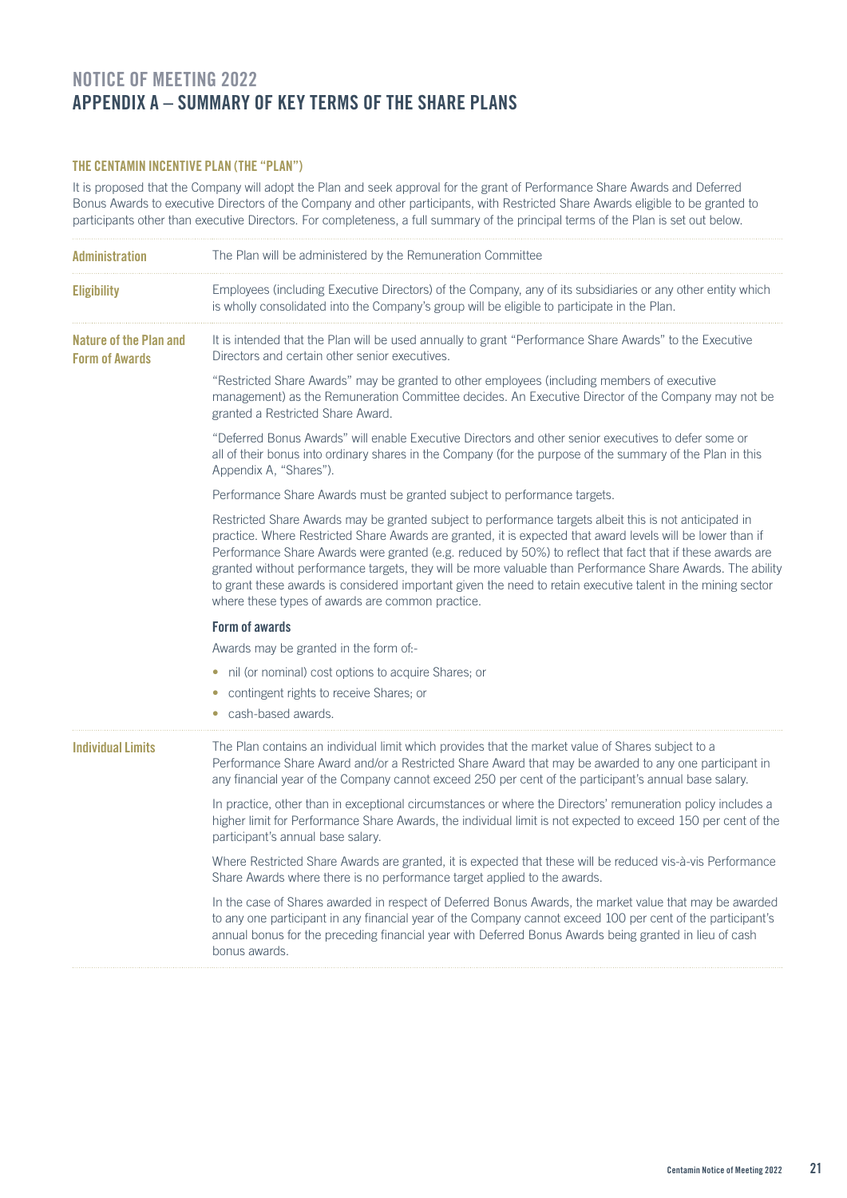# NOTICE OF MEETING 2022
# APPENDIX A – SUMMARY OF KEY TERMS OF THE SHARE PLANS

### THE CENTAMIN INCENTIVE PLAN (THE "PLAN")

It is proposed that the Company will adopt the Plan and seek approval for the grant of Performance Share Awards and Deferred Bonus Awards to executive Directors of the Company and other participants, with Restricted Share Awards eligible to be granted to participants other than executive Directors. For completeness, a full summary of the principal terms of the Plan is set out below.

**Administration**

The Plan will be administered by the Remuneration Committee

**Eligibility**

Employees (including Executive Directors) of the Company, any of its subsidiaries or any other entity which is wholly consolidated into the Company's group will be eligible to participate in the Plan.

**Nature of the Plan and Form of Awards**

It is intended that the Plan will be used annually to grant "Performance Share Awards" to the Executive Directors and certain other senior executives.

"Restricted Share Awards" may be granted to other employees (including members of executive management) as the Remuneration Committee decides. An Executive Director of the Company may not be granted a Restricted Share Award.

"Deferred Bonus Awards" will enable Executive Directors and other senior executives to defer some or all of their bonus into ordinary shares in the Company (for the purpose of the summary of the Plan in this Appendix A, "Shares").

Performance Share Awards must be granted subject to performance targets.

Restricted Share Awards may be granted subject to performance targets albeit this is not anticipated in practice. Where Restricted Share Awards are granted, it is expected that award levels will be lower than if Performance Share Awards were granted (e.g. reduced by 50%) to reflect that fact that if these awards are granted without performance targets, they will be more valuable than Performance Share Awards. The ability to grant these awards is considered important given the need to retain executive talent in the mining sector where these types of awards are common practice.

**Form of awards**

Awards may be granted in the form of:-

- nil (or nominal) cost options to acquire Shares; or
- contingent rights to receive Shares; or
- cash-based awards.

**Individual Limits**

The Plan contains an individual limit which provides that the market value of Shares subject to a Performance Share Award and/or a Restricted Share Award that may be awarded to any one participant in any financial year of the Company cannot exceed 250 per cent of the participant's annual base salary.

In practice, other than in exceptional circumstances or where the Directors' remuneration policy includes a higher limit for Performance Share Awards, the individual limit is not expected to exceed 150 per cent of the participant's annual base salary.

Where Restricted Share Awards are granted, it is expected that these will be reduced vis-à-vis Performance Share Awards where there is no performance target applied to the awards.

In the case of Shares awarded in respect of Deferred Bonus Awards, the market value that may be awarded to any one participant in any financial year of the Company cannot exceed 100 per cent of the participant's annual bonus for the preceding financial year with Deferred Bonus Awards being granted in lieu of cash bonus awards.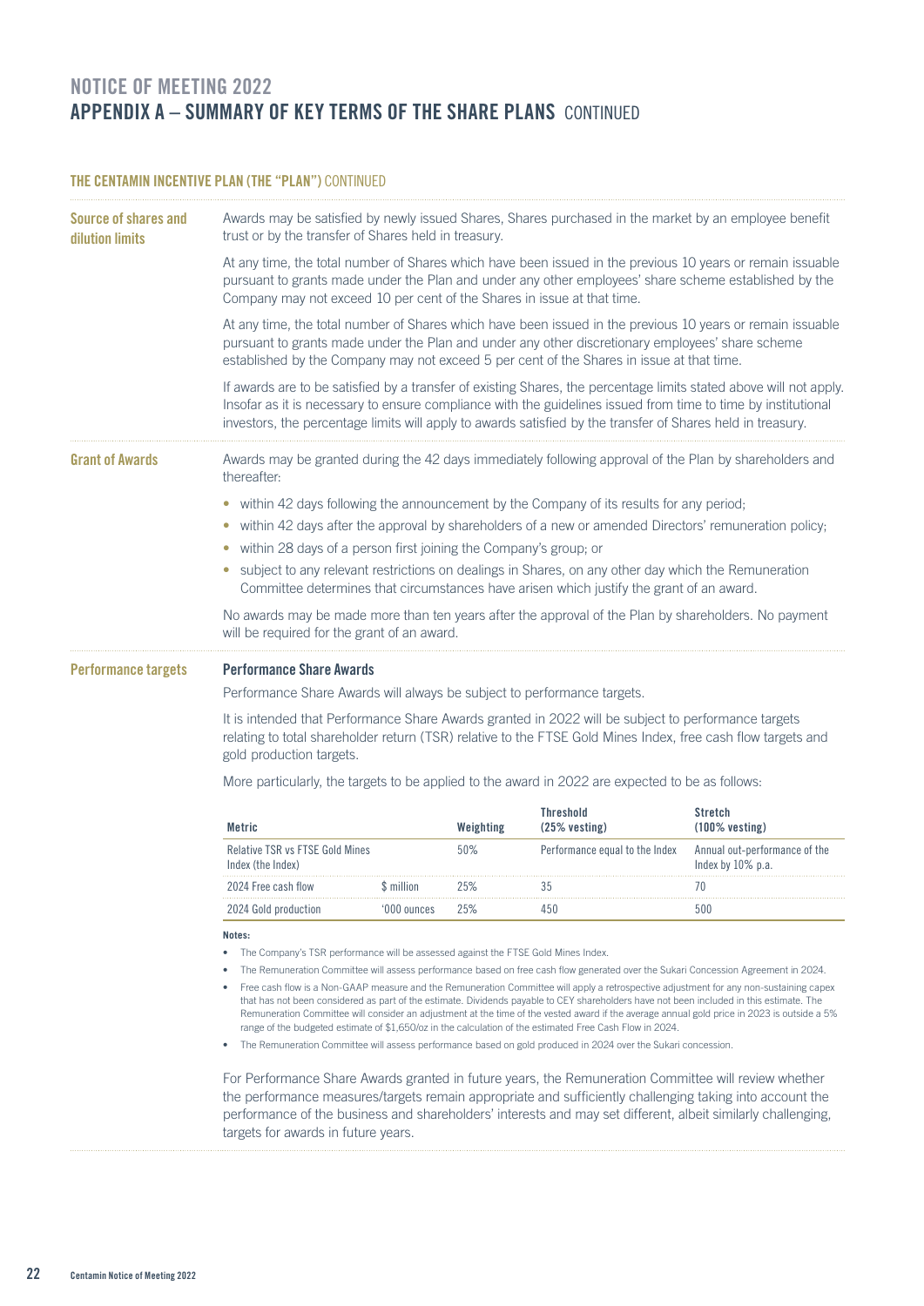# NOTICE OF MEETING 2022

## APPENDIX A – SUMMARY OF KEY TERMS OF THE SHARE PLANS CONTINUED

### THE CENTAMIN INCENTIVE PLAN (THE "PLAN") CONTINUED

**Source of shares and dilution limits**

Awards may be satisfied by newly issued Shares, Shares purchased in the market by an employee benefit trust or by the transfer of Shares held in treasury.

At any time, the total number of Shares which have been issued in the previous 10 years or remain issuable pursuant to grants made under the Plan and under any other employees' share scheme established by the Company may not exceed 10 per cent of the Shares in issue at that time.

At any time, the total number of Shares which have been issued in the previous 10 years or remain issuable pursuant to grants made under the Plan and under any other discretionary employees' share scheme established by the Company may not exceed 5 per cent of the Shares in issue at that time.

If awards are to be satisfied by a transfer of existing Shares, the percentage limits stated above will not apply. Insofar as it is necessary to ensure compliance with the guidelines issued from time to time by institutional investors, the percentage limits will apply to awards satisfied by the transfer of Shares held in treasury.

**Grant of Awards**

Awards may be granted during the 42 days immediately following approval of the Plan by shareholders and thereafter:

- within 42 days following the announcement by the Company of its results for any period;
- within 42 days after the approval by shareholders of a new or amended Directors' remuneration policy;
- within 28 days of a person first joining the Company's group; or
- subject to any relevant restrictions on dealings in Shares, on any other day which the Remuneration Committee determines that circumstances have arisen which justify the grant of an award.

No awards may be made more than ten years after the approval of the Plan by shareholders. No payment will be required for the grant of an award.

**Performance targets**

**Performance Share Awards**

Performance Share Awards will always be subject to performance targets.

It is intended that Performance Share Awards granted in 2022 will be subject to performance targets relating to total shareholder return (TSR) relative to the FTSE Gold Mines Index, free cash flow targets and gold production targets.

More particularly, the targets to be applied to the award in 2022 are expected to be as follows:

| Metric | | Weighting | Threshold (25% vesting) | Stretch (100% vesting) |
|---|---|---|---|---|
| Relative TSR vs FTSE Gold Mines Index (the Index) | | 50% | Performance equal to the Index | Annual out-performance of the Index by 10% p.a. |
| 2024 Free cash flow | $ million | 25% | 35 | 70 |
| 2024 Gold production | '000 ounces | 25% | 450 | 500 |

**Notes:**

- The Company's TSR performance will be assessed against the FTSE Gold Mines Index.
- The Remuneration Committee will assess performance based on free cash flow generated over the Sukari Concession Agreement in 2024.
- Free cash flow is a Non-GAAP measure and the Remuneration Committee will apply a retrospective adjustment for any non-sustaining capex that has not been considered as part of the estimate. Dividends payable to CEY shareholders have not been included in this estimate. The Remuneration Committee will consider an adjustment at the time of the vested award if the average annual gold price in 2023 is outside a 5% range of the budgeted estimate of $1,650/oz in the calculation of the estimated Free Cash Flow in 2024.
- The Remuneration Committee will assess performance based on gold produced in 2024 over the Sukari concession.

For Performance Share Awards granted in future years, the Remuneration Committee will review whether the performance measures/targets remain appropriate and sufficiently challenging taking into account the performance of the business and shareholders' interests and may set different, albeit similarly challenging, targets for awards in future years.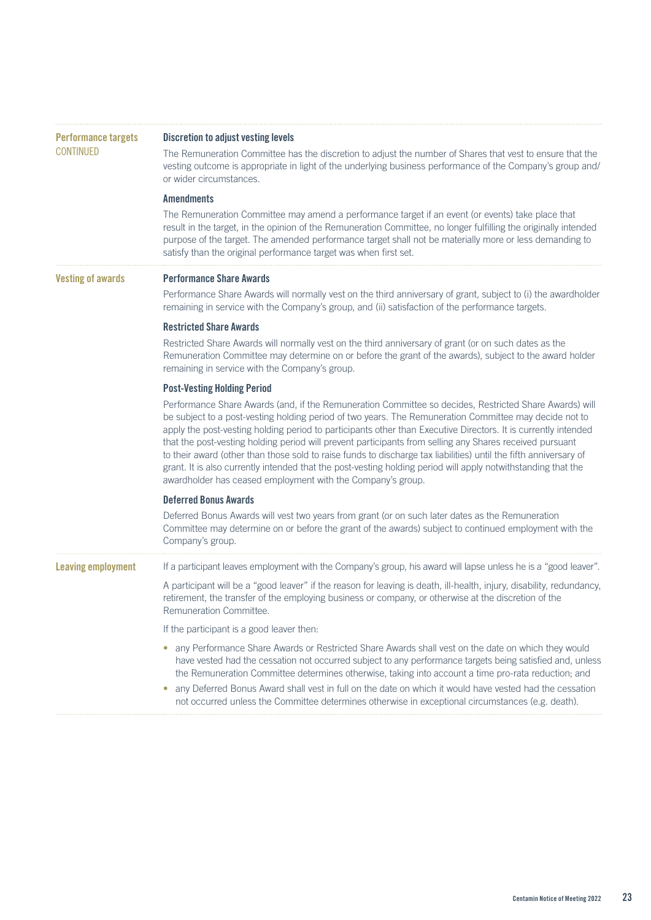## Performance targets CONTINUED

### Discretion to adjust vesting levels

The Remuneration Committee has the discretion to adjust the number of Shares that vest to ensure that the vesting outcome is appropriate in light of the underlying business performance of the Company's group and/or wider circumstances.

### Amendments

The Remuneration Committee may amend a performance target if an event (or events) take place that result in the target, in the opinion of the Remuneration Committee, no longer fulfilling the originally intended purpose of the target. The amended performance target shall not be materially more or less demanding to satisfy than the original performance target was when first set.

## Vesting of awards

### Performance Share Awards

Performance Share Awards will normally vest on the third anniversary of grant, subject to (i) the awardholder remaining in service with the Company's group, and (ii) satisfaction of the performance targets.

### Restricted Share Awards

Restricted Share Awards will normally vest on the third anniversary of grant (or on such dates as the Remuneration Committee may determine on or before the grant of the awards), subject to the award holder remaining in service with the Company's group.

### Post-Vesting Holding Period

Performance Share Awards (and, if the Remuneration Committee so decides, Restricted Share Awards) will be subject to a post-vesting holding period of two years. The Remuneration Committee may decide not to apply the post-vesting holding period to participants other than Executive Directors. It is currently intended that the post-vesting holding period will prevent participants from selling any Shares received pursuant to their award (other than those sold to raise funds to discharge tax liabilities) until the fifth anniversary of grant. It is also currently intended that the post-vesting holding period will apply notwithstanding that the awardholder has ceased employment with the Company's group.

### Deferred Bonus Awards

Deferred Bonus Awards will vest two years from grant (or on such later dates as the Remuneration Committee may determine on or before the grant of the awards) subject to continued employment with the Company's group.

## Leaving employment

If a participant leaves employment with the Company's group, his award will lapse unless he is a "good leaver".

A participant will be a "good leaver" if the reason for leaving is death, ill-health, injury, disability, redundancy, retirement, the transfer of the employing business or company, or otherwise at the discretion of the Remuneration Committee.

If the participant is a good leaver then:

- any Performance Share Awards or Restricted Share Awards shall vest on the date on which they would have vested had the cessation not occurred subject to any performance targets being satisfied and, unless the Remuneration Committee determines otherwise, taking into account a time pro-rata reduction; and
- any Deferred Bonus Award shall vest in full on the date on which it would have vested had the cessation not occurred unless the Committee determines otherwise in exceptional circumstances (e.g. death).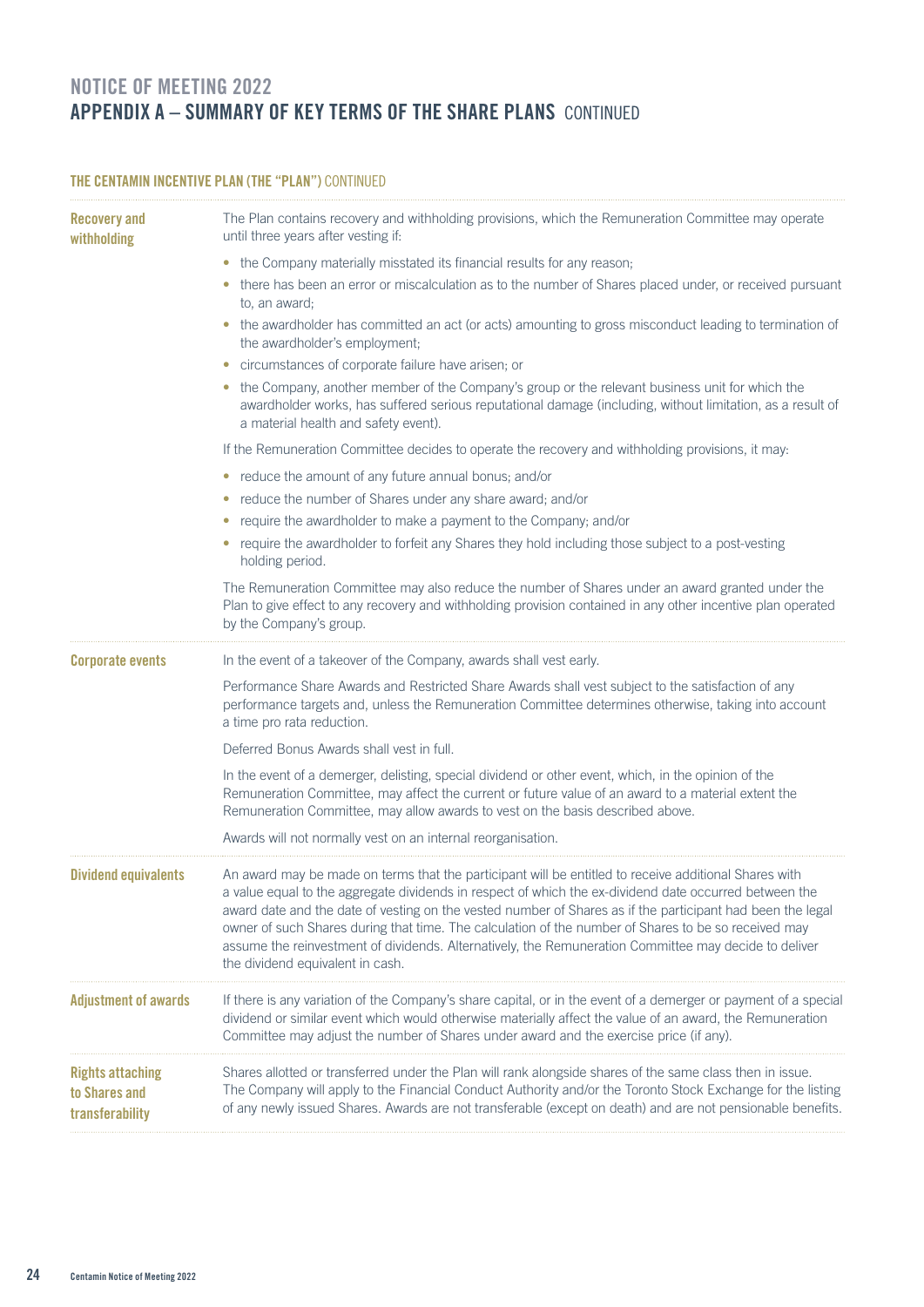# NOTICE OF MEETING 2022
## APPENDIX A – SUMMARY OF KEY TERMS OF THE SHARE PLANS CONTINUED

### THE CENTAMIN INCENTIVE PLAN (THE "PLAN") CONTINUED

**Recovery and withholding**

The Plan contains recovery and withholding provisions, which the Remuneration Committee may operate until three years after vesting if:

- the Company materially misstated its financial results for any reason;
- there has been an error or miscalculation as to the number of Shares placed under, or received pursuant to, an award;
- the awardholder has committed an act (or acts) amounting to gross misconduct leading to termination of the awardholder's employment;
- circumstances of corporate failure have arisen; or
- the Company, another member of the Company's group or the relevant business unit for which the awardholder works, has suffered serious reputational damage (including, without limitation, as a result of a material health and safety event).

If the Remuneration Committee decides to operate the recovery and withholding provisions, it may:

- reduce the amount of any future annual bonus; and/or
- reduce the number of Shares under any share award; and/or
- require the awardholder to make a payment to the Company; and/or
- require the awardholder to forfeit any Shares they hold including those subject to a post-vesting holding period.

The Remuneration Committee may also reduce the number of Shares under an award granted under the Plan to give effect to any recovery and withholding provision contained in any other incentive plan operated by the Company's group.

**Corporate events**

In the event of a takeover of the Company, awards shall vest early.

Performance Share Awards and Restricted Share Awards shall vest subject to the satisfaction of any performance targets and, unless the Remuneration Committee determines otherwise, taking into account a time pro rata reduction.

Deferred Bonus Awards shall vest in full.

In the event of a demerger, delisting, special dividend or other event, which, in the opinion of the Remuneration Committee, may affect the current or future value of an award to a material extent the Remuneration Committee, may allow awards to vest on the basis described above.

Awards will not normally vest on an internal reorganisation.

**Dividend equivalents**

An award may be made on terms that the participant will be entitled to receive additional Shares with a value equal to the aggregate dividends in respect of which the ex-dividend date occurred between the award date and the date of vesting on the vested number of Shares as if the participant had been the legal owner of such Shares during that time. The calculation of the number of Shares to be so received may assume the reinvestment of dividends. Alternatively, the Remuneration Committee may decide to deliver the dividend equivalent in cash.

**Adjustment of awards**

If there is any variation of the Company's share capital, or in the event of a demerger or payment of a special dividend or similar event which would otherwise materially affect the value of an award, the Remuneration Committee may adjust the number of Shares under award and the exercise price (if any).

**Rights attaching to Shares and transferability**

Shares allotted or transferred under the Plan will rank alongside shares of the same class then in issue. The Company will apply to the Financial Conduct Authority and/or the Toronto Stock Exchange for the listing of any newly issued Shares. Awards are not transferable (except on death) and are not pensionable benefits.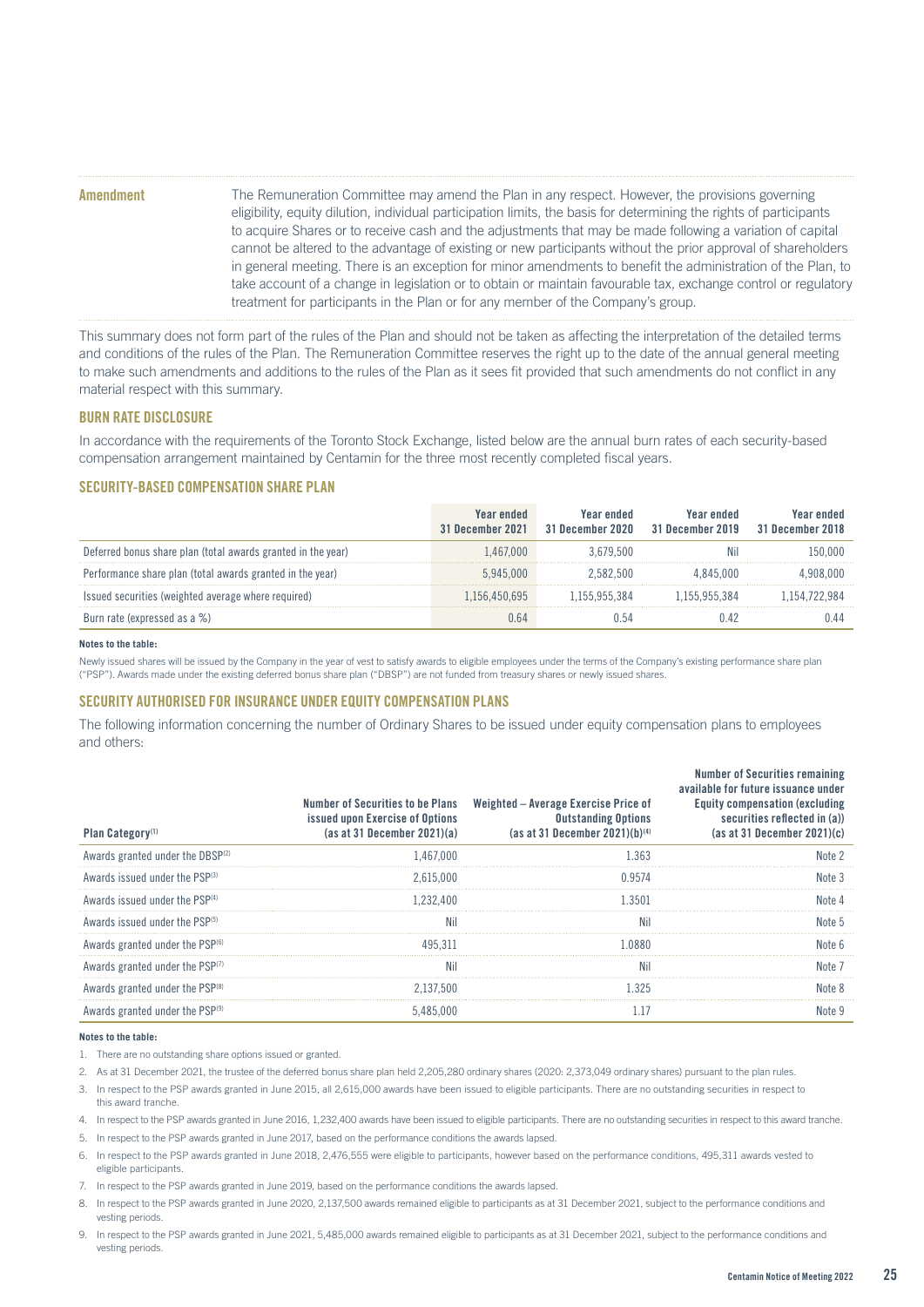**Amendment**

The Remuneration Committee may amend the Plan in any respect. However, the provisions governing eligibility, equity dilution, individual participation limits, the basis for determining the rights of participants to acquire Shares or to receive cash and the adjustments that may be made following a variation of capital cannot be altered to the advantage of existing or new participants without the prior approval of shareholders in general meeting. There is an exception for minor amendments to benefit the administration of the Plan, to take account of a change in legislation or to obtain or maintain favourable tax, exchange control or regulatory treatment for participants in the Plan or for any member of the Company's group.

This summary does not form part of the rules of the Plan and should not be taken as affecting the interpretation of the detailed terms and conditions of the rules of the Plan. The Remuneration Committee reserves the right up to the date of the annual general meeting to make such amendments and additions to the rules of the Plan as it sees fit provided that such amendments do not conflict in any material respect with this summary.

## BURN RATE DISCLOSURE

In accordance with the requirements of the Toronto Stock Exchange, listed below are the annual burn rates of each security-based compensation arrangement maintained by Centamin for the three most recently completed fiscal years.

## SECURITY-BASED COMPENSATION SHARE PLAN

| | Year ended 31 December 2021 | Year ended 31 December 2020 | Year ended 31 December 2019 | Year ended 31 December 2018 |
|---|---|---|---|---|
| Deferred bonus share plan (total awards granted in the year) | 1,467,000 | 3,679,500 | Nil | 150,000 |
| Performance share plan (total awards granted in the year) | 5,945,000 | 2,582,500 | 4,845,000 | 4,908,000 |
| Issued securities (weighted average where required) | 1,156,450,695 | 1,155,955,384 | 1,155,955,384 | 1,154,722,984 |
| Burn rate (expressed as a %) | 0.64 | 0.54 | 0.42 | 0.44 |

**Notes to the table:**

Newly issued shares will be issued by the Company in the year of vest to satisfy awards to eligible employees under the terms of the Company's existing performance share plan ("PSP"). Awards made under the existing deferred bonus share plan ("DBSP") are not funded from treasury shares or newly issued shares.

## SECURITY AUTHORISED FOR INSURANCE UNDER EQUITY COMPENSATION PLANS

The following information concerning the number of Ordinary Shares to be issued under equity compensation plans to employees and others:

| Plan Category[1] | Number of Securities to be Plans issued upon Exercise of Options (as at 31 December 2021)(a) | Weighted – Average Exercise Price of Outstanding Options (as at 31 December 2021)(b)[4] | Number of Securities remaining available for future issuance under Equity compensation (excluding securities reflected in (a)) (as at 31 December 2021)(c) |
|---|---|---|---|
| Awards granted under the DBSP[2] | 1,467,000 | 1.363 | Note 2 |
| Awards issued under the PSP[3] | 2,615,000 | 0.9574 | Note 3 |
| Awards issued under the PSP[4] | 1,232,400 | 1.3501 | Note 4 |
| Awards issued under the PSP[5] | Nil | Nil | Note 5 |
| Awards granted under the PSP[6] | 495,311 | 1.0880 | Note 6 |
| Awards granted under the PSP[7] | Nil | Nil | Note 7 |
| Awards granted under the PSP[8] | 2,137,500 | 1.325 | Note 8 |
| Awards granted under the PSP[9] | 5,485,000 | 1.17 | Note 9 |

**Notes to the table:**

1. There are no outstanding share options issued or granted.
2. As at 31 December 2021, the trustee of the deferred bonus share plan held 2,205,280 ordinary shares (2020: 2,373,049 ordinary shares) pursuant to the plan rules.
3. In respect to the PSP awards granted in June 2015, all 2,615,000 awards have been issued to eligible participants. There are no outstanding securities in respect to this award tranche.
4. In respect to the PSP awards granted in June 2016, 1,232,400 awards have been issued to eligible participants. There are no outstanding securities in respect to this award tranche.
5. In respect to the PSP awards granted in June 2017, based on the performance conditions the awards lapsed.
6. In respect to the PSP awards granted in June 2018, 2,476,555 were eligible to participants, however based on the performance conditions, 495,311 awards vested to eligible participants.
7. In respect to the PSP awards granted in June 2019, based on the performance conditions the awards lapsed.
8. In respect to the PSP awards granted in June 2020, 2,137,500 awards remained eligible to participants as at 31 December 2021, subject to the performance conditions and vesting periods.
9. In respect to the PSP awards granted in June 2021, 5,485,000 awards remained eligible to participants as at 31 December 2021, subject to the performance conditions and vesting periods.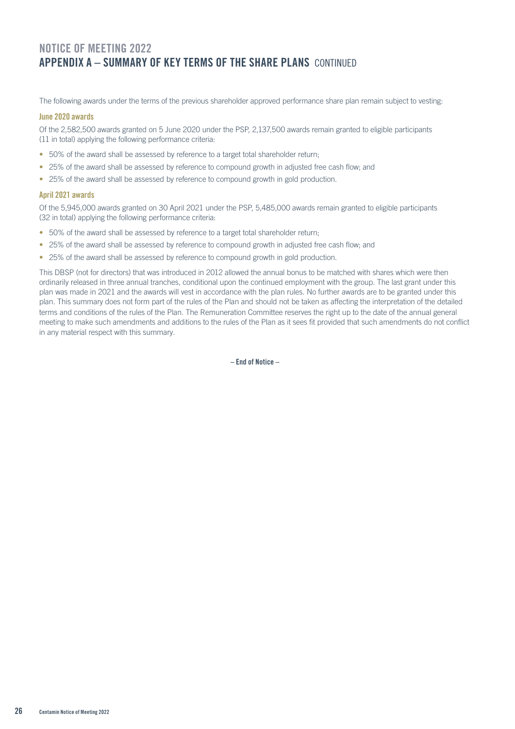# NOTICE OF MEETING 2022
## APPENDIX A – SUMMARY OF KEY TERMS OF THE SHARE PLANS CONTINUED

The following awards under the terms of the previous shareholder approved performance share plan remain subject to vesting:

### June 2020 awards

Of the 2,582,500 awards granted on 5 June 2020 under the PSP, 2,137,500 awards remain granted to eligible participants (11 in total) applying the following performance criteria:

- 50% of the award shall be assessed by reference to a target total shareholder return;
- 25% of the award shall be assessed by reference to compound growth in adjusted free cash flow; and
- 25% of the award shall be assessed by reference to compound growth in gold production.

### April 2021 awards

Of the 5,945,000 awards granted on 30 April 2021 under the PSP, 5,485,000 awards remain granted to eligible participants (32 in total) applying the following performance criteria:

- 50% of the award shall be assessed by reference to a target total shareholder return;
- 25% of the award shall be assessed by reference to compound growth in adjusted free cash flow; and
- 25% of the award shall be assessed by reference to compound growth in gold production.

This DBSP (not for directors) that was introduced in 2012 allowed the annual bonus to be matched with shares which were then ordinarily released in three annual tranches, conditional upon the continued employment with the group. The last grant under this plan was made in 2021 and the awards will vest in accordance with the plan rules. No further awards are to be granted under this plan. This summary does not form part of the rules of the Plan and should not be taken as affecting the interpretation of the detailed terms and conditions of the rules of the Plan. The Remuneration Committee reserves the right up to the date of the annual general meeting to make such amendments and additions to the rules of the Plan as it sees fit provided that such amendments do not conflict in any material respect with this summary.

**– End of Notice –**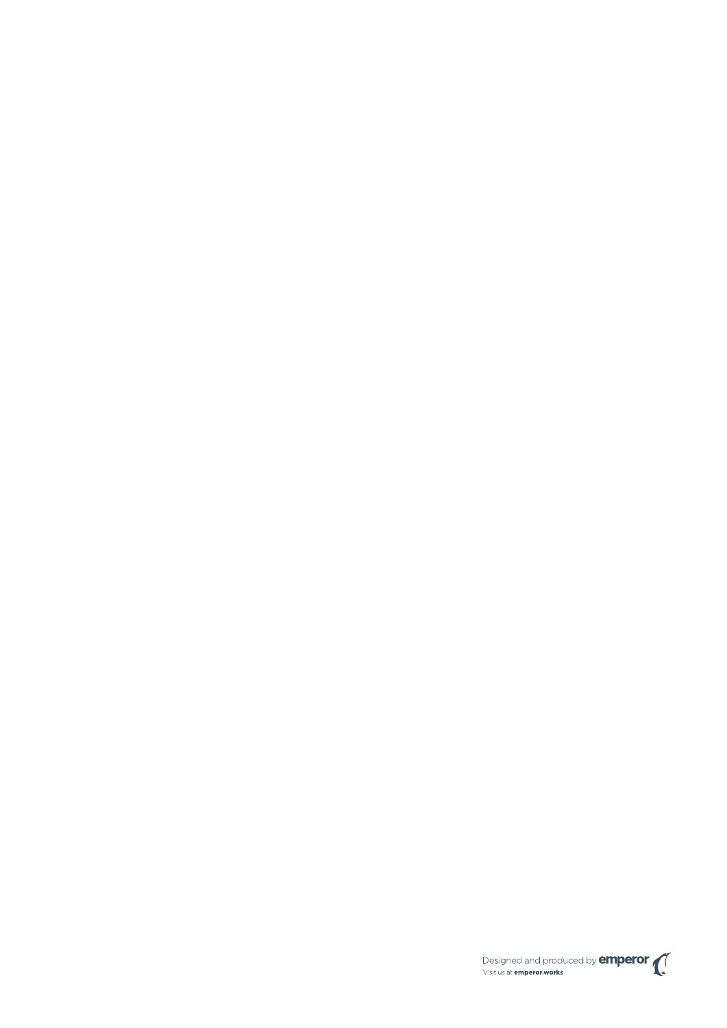Designed and produced by emperor
Visit us at emperor.works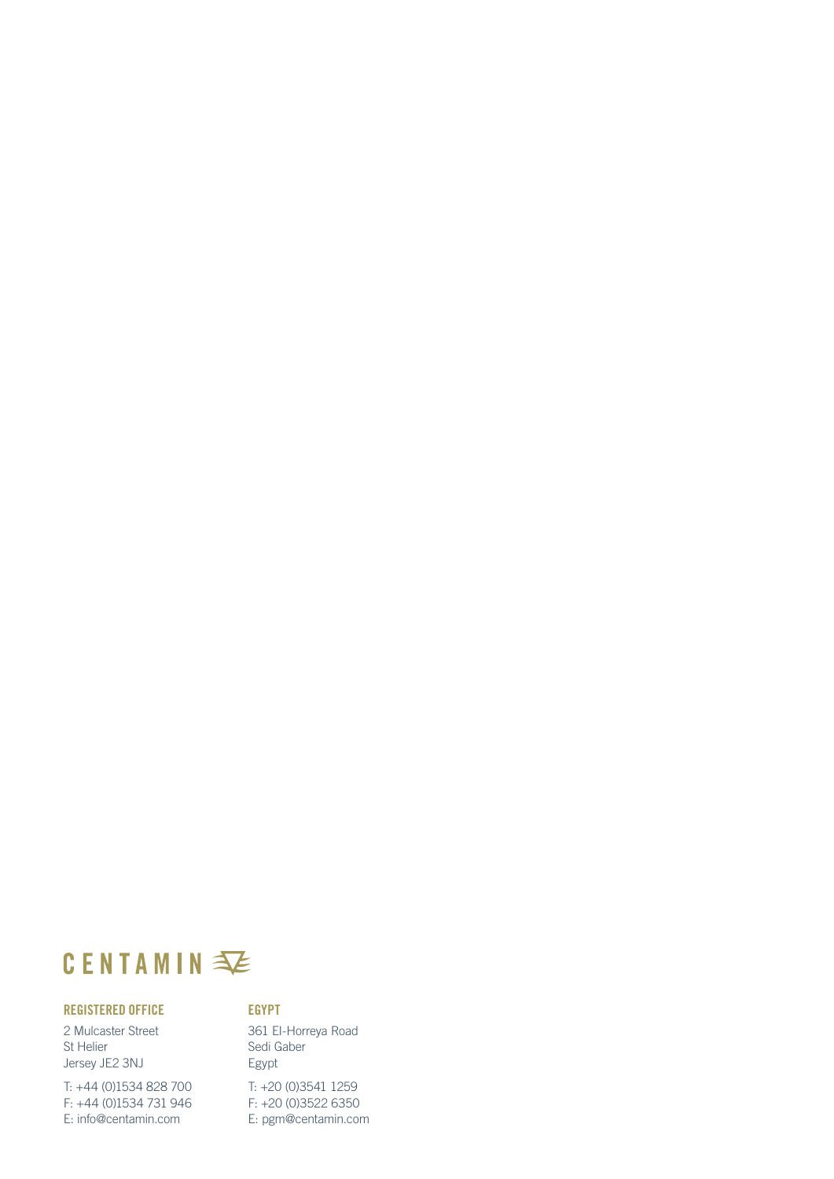CENTAMIN

**REGISTERED OFFICE**

2 Mulcaster Street
St Helier
Jersey JE2 3NJ

T: +44 (0)1534 828 700
F: +44 (0)1534 731 946
E: info@centamin.com

**EGYPT**

361 El-Horreya Road
Sedi Gaber
Egypt

T: +20 (0)3541 1259
F: +20 (0)3522 6350
E: pgm@centamin.com